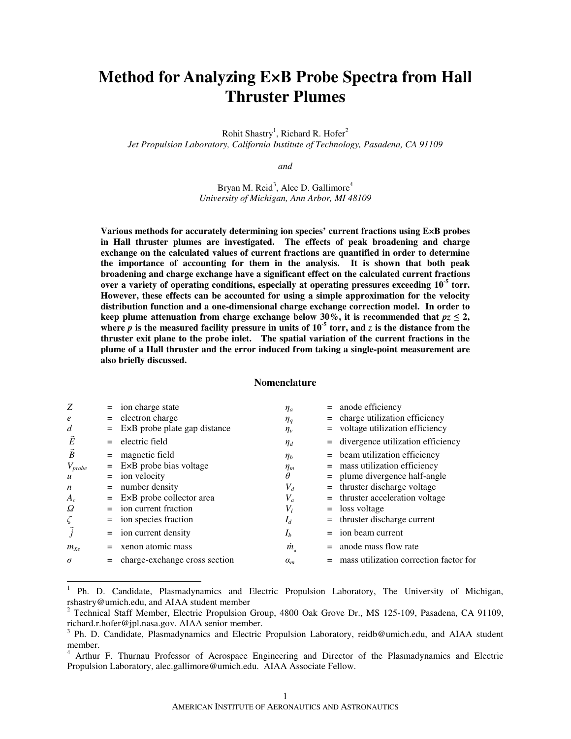# Method for Analyzing E×B Probe Spectra from Hall Thruster Plumes

Rohit Shastry[1], Richard R. Hofer[2]
*Jet Propulsion Laboratory, California Institute of Technology, Pasadena, CA 91109*

*and*

Bryan M. Reid[3], Alec D. Gallimore[4]
*University of Michigan, Ann Arbor, MI 48109*

**Various methods for accurately determining ion species' current fractions using E×B probes in Hall thruster plumes are investigated. The effects of peak broadening and charge exchange on the calculated values of current fractions are quantified in order to determine the importance of accounting for them in the analysis. It is shown that both peak broadening and charge exchange have a significant effect on the calculated current fractions over a variety of operating conditions, especially at operating pressures exceeding $10^{-5}$ torr. However, these effects can be accounted for using a simple approximation for the velocity distribution function and a one-dimensional charge exchange correction model. In order to keep plume attenuation from charge exchange below 30%, it is recommended that *pz* ≤ 2, where *p* is the measured facility pressure in units of $10^{-5}$ torr, and *z* is the distance from the thruster exit plane to the probe inlet. The spatial variation of the current fractions in the plume of a Hall thruster and the error induced from taking a single-point measurement are also briefly discussed.**

## Nomenclature

| | | | | | |
|---|---|---|---|---|---|
| $Z$ | = | ion charge state | $\eta_a$ | = | anode efficiency |
| $e$ | = | electron charge | $\eta_q$ | = | charge utilization efficiency |
| $d$ | = | E×B probe plate gap distance | $\eta_v$ | = | voltage utilization efficiency |
| $\vec{E}$ | = | electric field | $\eta_d$ | = | divergence utilization efficiency |
| $\vec{B}$ | = | magnetic field | $\eta_b$ | = | beam utilization efficiency |
| $V_{probe}$ | = | E×B probe bias voltage | $\eta_m$ | = | mass utilization efficiency |
| $u$ | = | ion velocity | $\theta$ | = | plume divergence half-angle |
| $n$ | = | number density | $V_d$ | = | thruster discharge voltage |
| $A_c$ | = | E×B probe collector area | $V_a$ | = | thruster acceleration voltage |
| $\Omega$ | = | ion current fraction | $V_l$ | = | loss voltage |
| $\zeta$ | = | ion species fraction | $I_d$ | = | thruster discharge current |
| $\vec{j}$ | = | ion current density | $I_b$ | = | ion beam current |
| $m_{Xe}$ | = | xenon atomic mass | $\dot{m}_a$ | = | anode mass flow rate |
| $\sigma$ | = | charge-exchange cross section | $\alpha_m$ | = | mass utilization correction factor for |

---

[1] Ph. D. Candidate, Plasmadynamics and Electric Propulsion Laboratory, The University of Michigan, rshastry@umich.edu, and AIAA student member

[2] Technical Staff Member, Electric Propulsion Group, 4800 Oak Grove Dr., MS 125-109, Pasadena, CA 91109, richard.r.hofer@jpl.nasa.gov. AIAA senior member.

[3] Ph. D. Candidate, Plasmadynamics and Electric Propulsion Laboratory, reidb@umich.edu, and AIAA student member.

[4] Arthur F. Thurnau Professor of Aerospace Engineering and Director of the Plasmadynamics and Electric Propulsion Laboratory, alec.gallimore@umich.edu. AIAA Associate Fellow.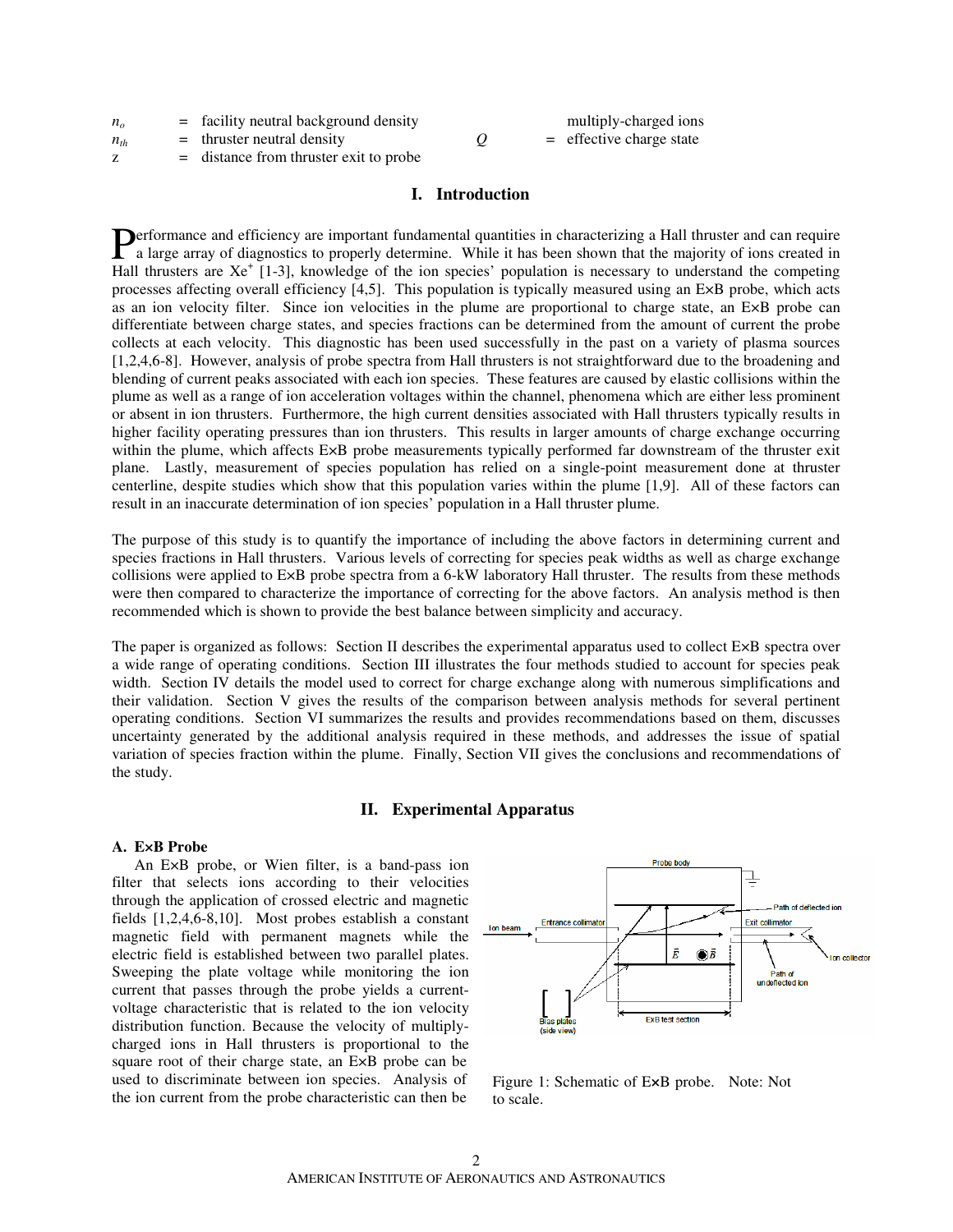$n_o$ = facility neutral background density

$n_{th}$ = thruster neutral density

z = distance from thruster exit to probe

multiply-charged ions

$Q$ = effective charge state

# I. Introduction

Performance and efficiency are important fundamental quantities in characterizing a Hall thruster and can require a large array of diagnostics to properly determine. While it has been shown that the majority of ions created in Hall thrusters are $Xe^+$ [1-3], knowledge of the ion species' population is necessary to understand the competing processes affecting overall efficiency [4,5]. This population is typically measured using an E×B probe, which acts as an ion velocity filter. Since ion velocities in the plume are proportional to charge state, an E×B probe can differentiate between charge states, and species fractions can be determined from the amount of current the probe collects at each velocity. This diagnostic has been used successfully in the past on a variety of plasma sources [1,2,4,6-8]. However, analysis of probe spectra from Hall thrusters is not straightforward due to the broadening and blending of current peaks associated with each ion species. These features are caused by elastic collisions within the plume as well as a range of ion acceleration voltages within the channel, phenomena which are either less prominent or absent in ion thrusters. Furthermore, the high current densities associated with Hall thrusters typically results in higher facility operating pressures than ion thrusters. This results in larger amounts of charge exchange occurring within the plume, which affects E×B probe measurements typically performed far downstream of the thruster exit plane. Lastly, measurement of species population has relied on a single-point measurement done at thruster centerline, despite studies which show that this population varies within the plume [1,9]. All of these factors can result in an inaccurate determination of ion species' population in a Hall thruster plume.

The purpose of this study is to quantify the importance of including the above factors in determining current and species fractions in Hall thrusters. Various levels of correcting for species peak widths as well as charge exchange collisions were applied to E×B probe spectra from a 6-kW laboratory Hall thruster. The results from these methods were then compared to characterize the importance of correcting for the above factors. An analysis method is then recommended which is shown to provide the best balance between simplicity and accuracy.

The paper is organized as follows: Section II describes the experimental apparatus used to collect E×B spectra over a wide range of operating conditions. Section III illustrates the four methods studied to account for species peak width. Section IV details the model used to correct for charge exchange along with numerous simplifications and their validation. Section V gives the results of the comparison between analysis methods for several pertinent operating conditions. Section VI summarizes the results and provides recommendations based on them, discusses uncertainty generated by the additional analysis required in these methods, and addresses the issue of spatial variation of species fraction within the plume. Finally, Section VII gives the conclusions and recommendations of the study.

# II. Experimental Apparatus

### A. E×B Probe

An E×B probe, or Wien filter, is a band-pass ion filter that selects ions according to their velocities through the application of crossed electric and magnetic fields [1,2,4,6-8,10]. Most probes establish a constant magnetic field with permanent magnets while the electric field is established between two parallel plates. Sweeping the plate voltage while monitoring the ion current that passes through the probe yields a current-voltage characteristic that is related to the ion velocity distribution function. Because the velocity of multiply-charged ions in Hall thrusters is proportional to the square root of their charge state, an E×B probe can be used to discriminate between ion species. Analysis of the ion current from the probe characteristic can then be

Probe body

Ion beam

Entrance collimator

Path of deflected ion

Exit collimator

Ion collector

Path of undeflected ion

Bias plates (side view)

ExB test section

Figure 1: Schematic of E×B probe. Note: Not to scale.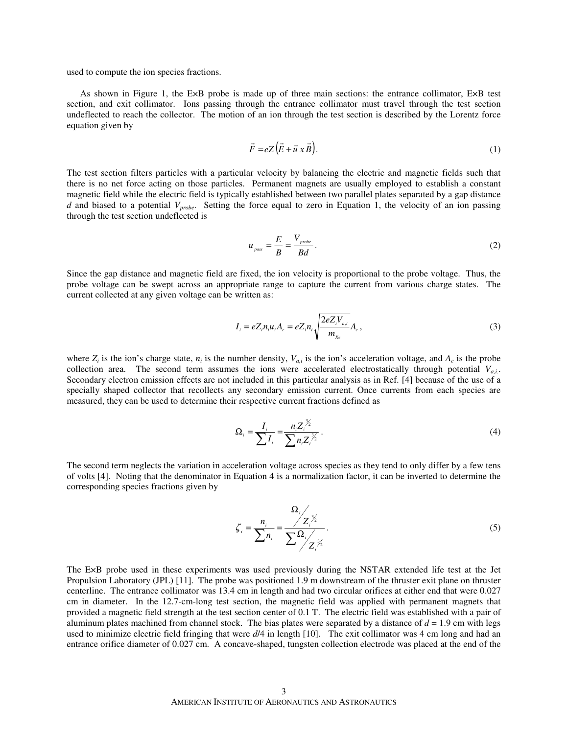used to compute the ion species fractions.

As shown in Figure 1, the E×B probe is made up of three main sections: the entrance collimator, E×B test section, and exit collimator. Ions passing through the entrance collimator must travel through the test section undeflected to reach the collector. The motion of an ion through the test section is described by the Lorentz force equation given by

$$\vec{F} = eZ\left(\vec{E} + \vec{u}\; x\, \vec{B}\right). \tag{1}$$

The test section filters particles with a particular velocity by balancing the electric and magnetic fields such that there is no net force acting on those particles. Permanent magnets are usually employed to establish a constant magnetic field while the electric field is typically established between two parallel plates separated by a gap distance $d$ and biased to a potential $V_{probe}$. Setting the force equal to zero in Equation 1, the velocity of an ion passing through the test section undeflected is

$$u_{pass} = \frac{E}{B} = \frac{V_{probe}}{Bd}. \tag{2}$$

Since the gap distance and magnetic field are fixed, the ion velocity is proportional to the probe voltage. Thus, the probe voltage can be swept across an appropriate range to capture the current from various charge states. The current collected at any given voltage can be written as:

$$I_i = eZ_i n_i u_i A_c = eZ_i n_i \sqrt{\frac{2eZ_i V_{a,i}}{m_{Xe}}} A_c, \tag{3}$$

where $Z_i$ is the ion's charge state, $n_i$ is the number density, $V_{a,i}$ is the ion's acceleration voltage, and $A_c$ is the probe collection area. The second term assumes the ions were accelerated electrostatically through potential $V_{a,i}$. Secondary electron emission effects are not included in this particular analysis as in Ref. [4] because of the use of a specially shaped collector that recollects any secondary emission current. Once currents from each species are measured, they can be used to determine their respective current fractions defined as

$$\Omega_i = \frac{I_i}{\sum I_i} = \frac{n_i Z_i^{3/2}}{\sum n_i Z_i^{3/2}}. \tag{4}$$

The second term neglects the variation in acceleration voltage across species as they tend to only differ by a few tens of volts [4]. Noting that the denominator in Equation 4 is a normalization factor, it can be inverted to determine the corresponding species fractions given by

$$\zeta_i = \frac{n_i}{\sum n_i} = \frac{\Omega_i / Z_i^{3/2}}{\sum \Omega_i / Z_i^{3/2}}. \tag{5}$$

The E×B probe used in these experiments was used previously during the NSTAR extended life test at the Jet Propulsion Laboratory (JPL) [11]. The probe was positioned 1.9 m downstream of the thruster exit plane on thruster centerline. The entrance collimator was 13.4 cm in length and had two circular orifices at either end that were 0.027 cm in diameter. In the 12.7-cm-long test section, the magnetic field was applied with permanent magnets that provided a magnetic field strength at the test section center of 0.1 T. The electric field was established with a pair of aluminum plates machined from channel stock. The bias plates were separated by a distance of $d$ = 1.9 cm with legs used to minimize electric field fringing that were $d$/4 in length [10]. The exit collimator was 4 cm long and had an entrance orifice diameter of 0.027 cm. A concave-shaped, tungsten collection electrode was placed at the end of the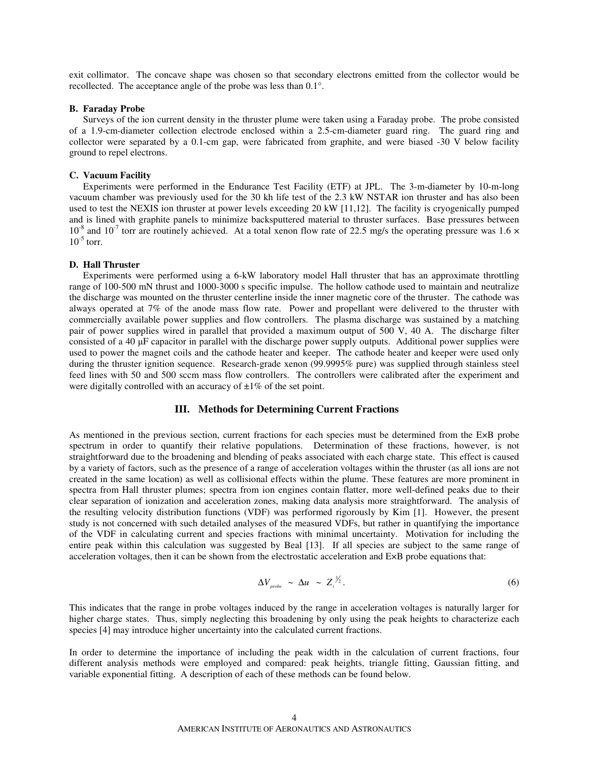exit collimator. The concave shape was chosen so that secondary electrons emitted from the collector would be recollected. The acceptance angle of the probe was less than 0.1°.

### B. Faraday Probe

Surveys of the ion current density in the thruster plume were taken using a Faraday probe. The probe consisted of a 1.9-cm-diameter collection electrode enclosed within a 2.5-cm-diameter guard ring. The guard ring and collector were separated by a 0.1-cm gap, were fabricated from graphite, and were biased -30 V below facility ground to repel electrons.

### C. Vacuum Facility

Experiments were performed in the Endurance Test Facility (ETF) at JPL. The 3-m-diameter by 10-m-long vacuum chamber was previously used for the 30 kh life test of the 2.3 kW NSTAR ion thruster and has also been used to test the NEXIS ion thruster at power levels exceeding 20 kW [11,12]. The facility is cryogenically pumped and is lined with graphite panels to minimize backsputtered material to thruster surfaces. Base pressures between $10^{-8}$ and $10^{-7}$ torr are routinely achieved. At a total xenon flow rate of 22.5 mg/s the operating pressure was $1.6 \times 10^{-5}$ torr.

### D. Hall Thruster

Experiments were performed using a 6-kW laboratory model Hall thruster that has an approximate throttling range of 100-500 mN thrust and 1000-3000 s specific impulse. The hollow cathode used to maintain and neutralize the discharge was mounted on the thruster centerline inside the inner magnetic core of the thruster. The cathode was always operated at 7% of the anode mass flow rate. Power and propellant were delivered to the thruster with commercially available power supplies and flow controllers. The plasma discharge was sustained by a matching pair of power supplies wired in parallel that provided a maximum output of 500 V, 40 A. The discharge filter consisted of a 40 μF capacitor in parallel with the discharge power supply outputs. Additional power supplies were used to power the magnet coils and the cathode heater and keeper. The cathode heater and keeper were used only during the thruster ignition sequence. Research-grade xenon (99.9995% pure) was supplied through stainless steel feed lines with 50 and 500 sccm mass flow controllers. The controllers were calibrated after the experiment and were digitally controlled with an accuracy of ±1% of the set point.

## III. Methods for Determining Current Fractions

As mentioned in the previous section, current fractions for each species must be determined from the E×B probe spectrum in order to quantify their relative populations. Determination of these fractions, however, is not straightforward due to the broadening and blending of peaks associated with each charge state. This effect is caused by a variety of factors, such as the presence of a range of acceleration voltages within the thruster (as all ions are not created in the same location) as well as collisional effects within the plume. These features are more prominent in spectra from Hall thruster plumes; spectra from ion engines contain flatter, more well-defined peaks due to their clear separation of ionization and acceleration zones, making data analysis more straightforward. The analysis of the resulting velocity distribution functions (VDF) was performed rigorously by Kim [1]. However, the present study is not concerned with such detailed analyses of the measured VDFs, but rather in quantifying the importance of the VDF in calculating current and species fractions with minimal uncertainty. Motivation for including the entire peak within this calculation was suggested by Beal [13]. If all species are subject to the same range of acceleration voltages, then it can be shown from the electrostatic acceleration and E×B probe equations that:

$$\Delta V_{probe} \sim \Delta u \sim Z_i^{1/2}. \tag{6}$$

This indicates that the range in probe voltages induced by the range in acceleration voltages is naturally larger for higher charge states. Thus, simply neglecting this broadening by only using the peak heights to characterize each species [4] may introduce higher uncertainty into the calculated current fractions.

In order to determine the importance of including the peak width in the calculation of current fractions, four different analysis methods were employed and compared: peak heights, triangle fitting, Gaussian fitting, and variable exponential fitting. A description of each of these methods can be found below.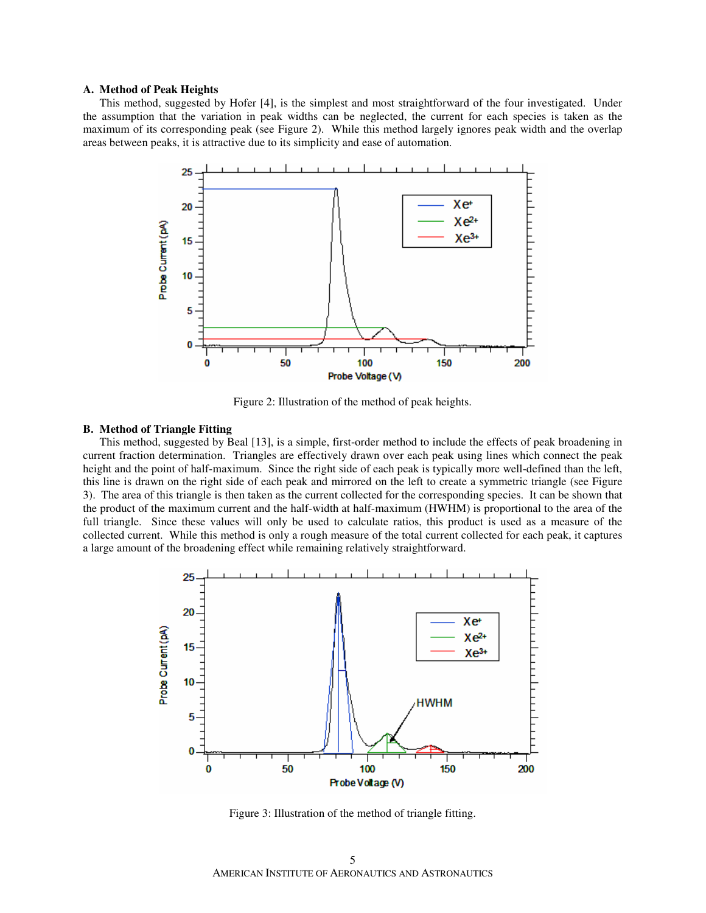### A. Method of Peak Heights

This method, suggested by Hofer [4], is the simplest and most straightforward of the four investigated. Under the assumption that the variation in peak widths can be neglected, the current for each species is taken as the maximum of its corresponding peak (see Figure 2). While this method largely ignores peak width and the overlap areas between peaks, it is attractive due to its simplicity and ease of automation.

Figure 2: Illustration of the method of peak heights.

### B. Method of Triangle Fitting

This method, suggested by Beal [13], is a simple, first-order method to include the effects of peak broadening in current fraction determination. Triangles are effectively drawn over each peak using lines which connect the peak height and the point of half-maximum. Since the right side of each peak is typically more well-defined than the left, this line is drawn on the right side of each peak and mirrored on the left to create a symmetric triangle (see Figure 3). The area of this triangle is then taken as the current collected for the corresponding species. It can be shown that the product of the maximum current and the half-width at half-maximum (HWHM) is proportional to the area of the full triangle. Since these values will only be used to calculate ratios, this product is used as a measure of the collected current. While this method is only a rough measure of the total current collected for each peak, it captures a large amount of the broadening effect while remaining relatively straightforward.

Figure 3: Illustration of the method of triangle fitting.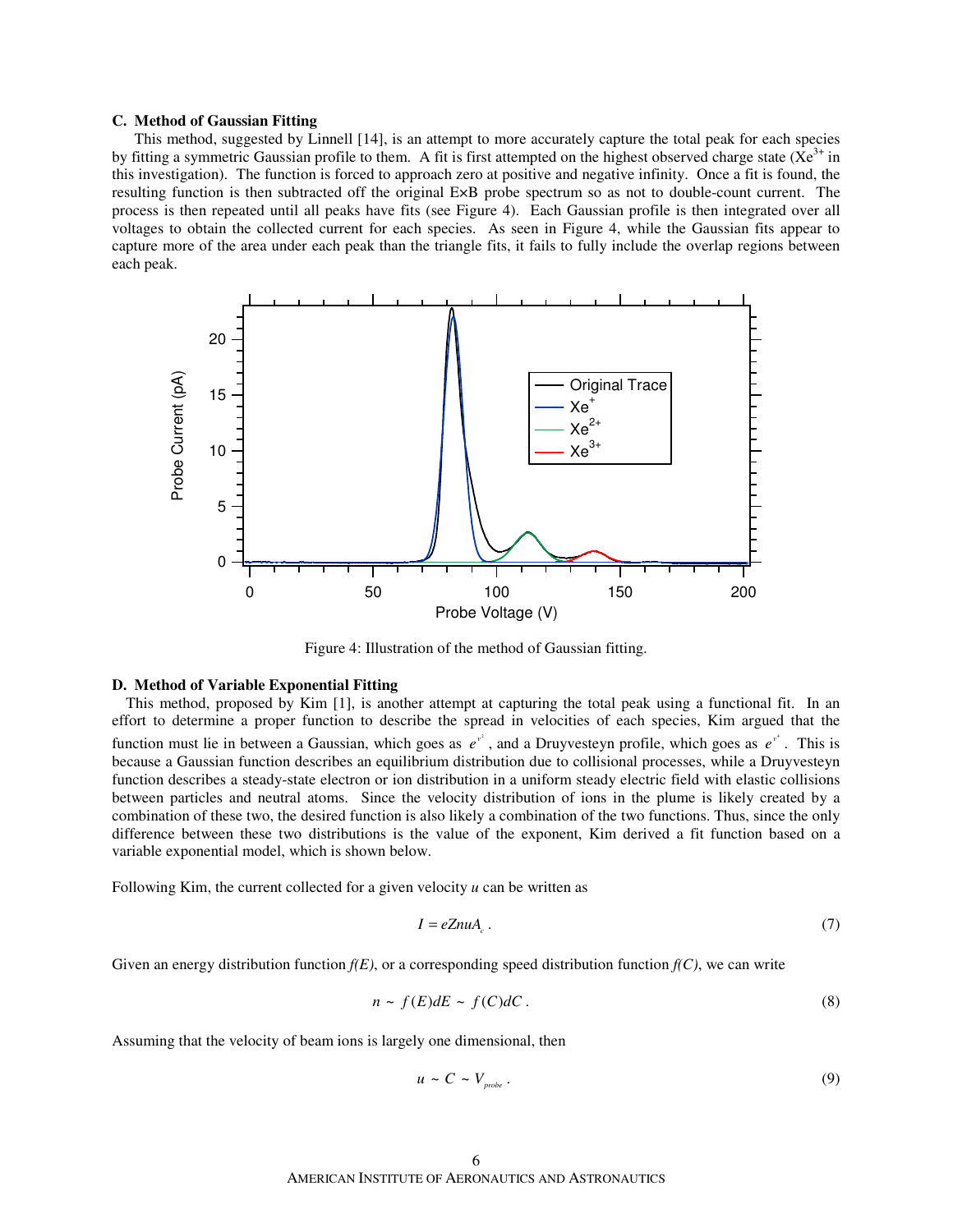### C. Method of Gaussian Fitting

This method, suggested by Linnell [14], is an attempt to more accurately capture the total peak for each species by fitting a symmetric Gaussian profile to them. A fit is first attempted on the highest observed charge state ($Xe^{3+}$ in this investigation). The function is forced to approach zero at positive and negative infinity. Once a fit is found, the resulting function is then subtracted off the original E×B probe spectrum so as not to double-count current. The process is then repeated until all peaks have fits (see Figure 4). Each Gaussian profile is then integrated over all voltages to obtain the collected current for each species. As seen in Figure 4, while the Gaussian fits appear to capture more of the area under each peak than the triangle fits, it fails to fully include the overlap regions between each peak.

Figure 4: Illustration of the method of Gaussian fitting.

### D. Method of Variable Exponential Fitting

This method, proposed by Kim [1], is another attempt at capturing the total peak using a functional fit. In an effort to determine a proper function to describe the spread in velocities of each species, Kim argued that the function must lie in between a Gaussian, which goes as $e^{v^2}$, and a Druyvesteyn profile, which goes as $e^{v^4}$. This is because a Gaussian function describes an equilibrium distribution due to collisional processes, while a Druyvesteyn function describes a steady-state electron or ion distribution in a uniform steady electric field with elastic collisions between particles and neutral atoms. Since the velocity distribution of ions in the plume is likely created by a combination of these two, the desired function is also likely a combination of the two functions. Thus, since the only difference between these two distributions is the value of the exponent, Kim derived a fit function based on a variable exponential model, which is shown below.

Following Kim, the current collected for a given velocity $u$ can be written as

$$I = eZnuA_c \,. \tag{7}$$

Given an energy distribution function $f(E)$, or a corresponding speed distribution function $f(C)$, we can write

$$n \sim f(E)dE \sim f(C)dC \,. \tag{8}$$

Assuming that the velocity of beam ions is largely one dimensional, then

$$u \sim C \sim V_{probe} \,. \tag{9}$$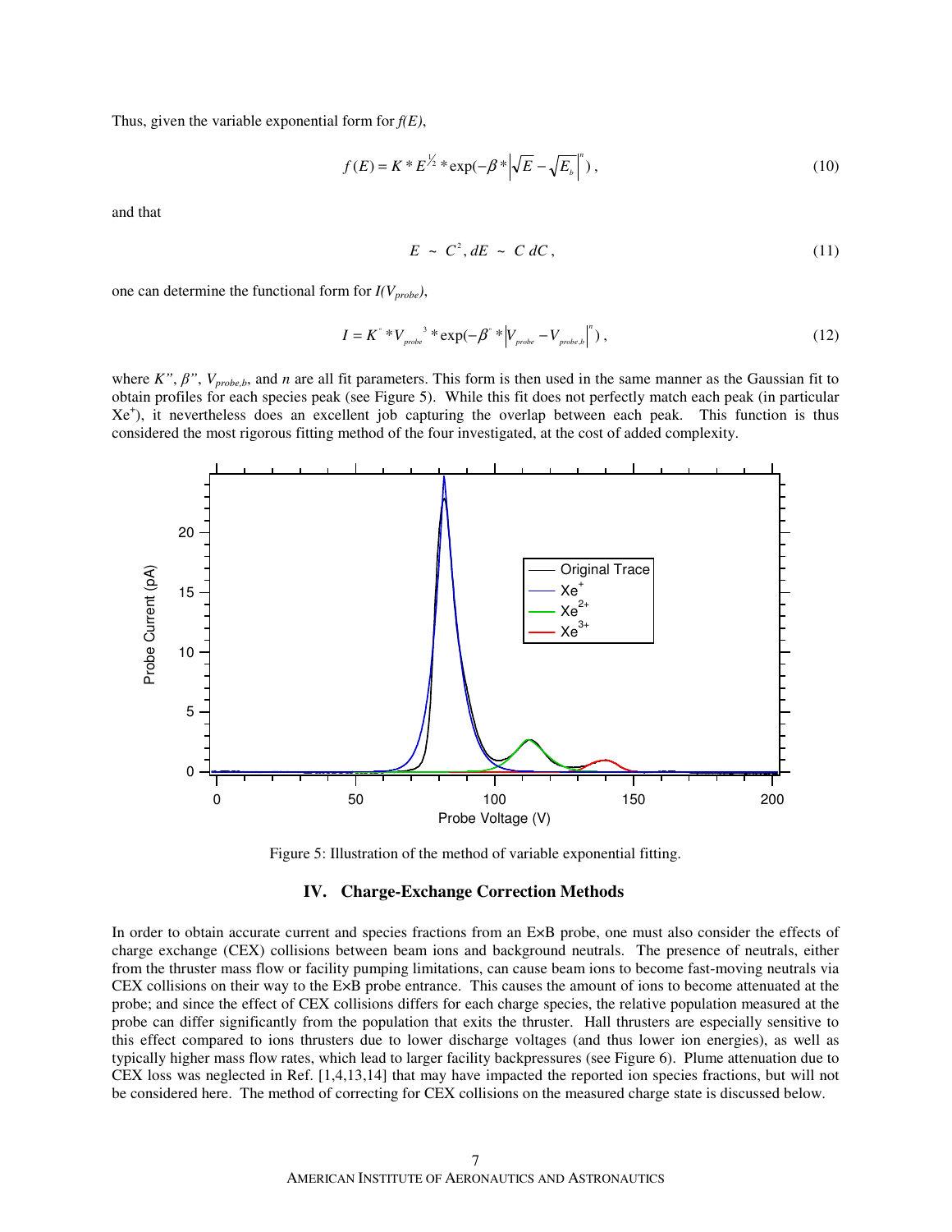Thus, given the variable exponential form for $f(E)$,

$$f(E) = K * E^{\frac{1}{2}} * \exp(-\beta * \left|\sqrt{E} - \sqrt{E_b}\right|^n), \tag{10}$$

and that

$$E \sim C^2, dE \sim C\,dC, \tag{11}$$

one can determine the functional form for $I(V_{probe})$,

$$I = K'' * V_{probe}{}^3 * \exp(-\beta'' * \left|V_{probe} - V_{probe,b}\right|^n), \tag{12}$$

where $K''$, $\beta''$, $V_{probe,b}$, and $n$ are all fit parameters. This form is then used in the same manner as the Gaussian fit to obtain profiles for each species peak (see Figure 5). While this fit does not perfectly match each peak (in particular $Xe^{+}$), it nevertheless does an excellent job capturing the overlap between each peak. This function is thus considered the most rigorous fitting method of the four investigated, at the cost of added complexity.

Figure 5: Illustration of the method of variable exponential fitting.

## IV. Charge-Exchange Correction Methods

In order to obtain accurate current and species fractions from an E×B probe, one must also consider the effects of charge exchange (CEX) collisions between beam ions and background neutrals. The presence of neutrals, either from the thruster mass flow or facility pumping limitations, can cause beam ions to become fast-moving neutrals via CEX collisions on their way to the E×B probe entrance. This causes the amount of ions to become attenuated at the probe; and since the effect of CEX collisions differs for each charge species, the relative population measured at the probe can differ significantly from the population that exits the thruster. Hall thrusters are especially sensitive to this effect compared to ions thrusters due to lower discharge voltages (and thus lower ion energies), as well as typically higher mass flow rates, which lead to larger facility backpressures (see Figure 6). Plume attenuation due to CEX loss was neglected in Ref. [1,4,13,14] that may have impacted the reported ion species fractions, but will not be considered here. The method of correcting for CEX collisions on the measured charge state is discussed below.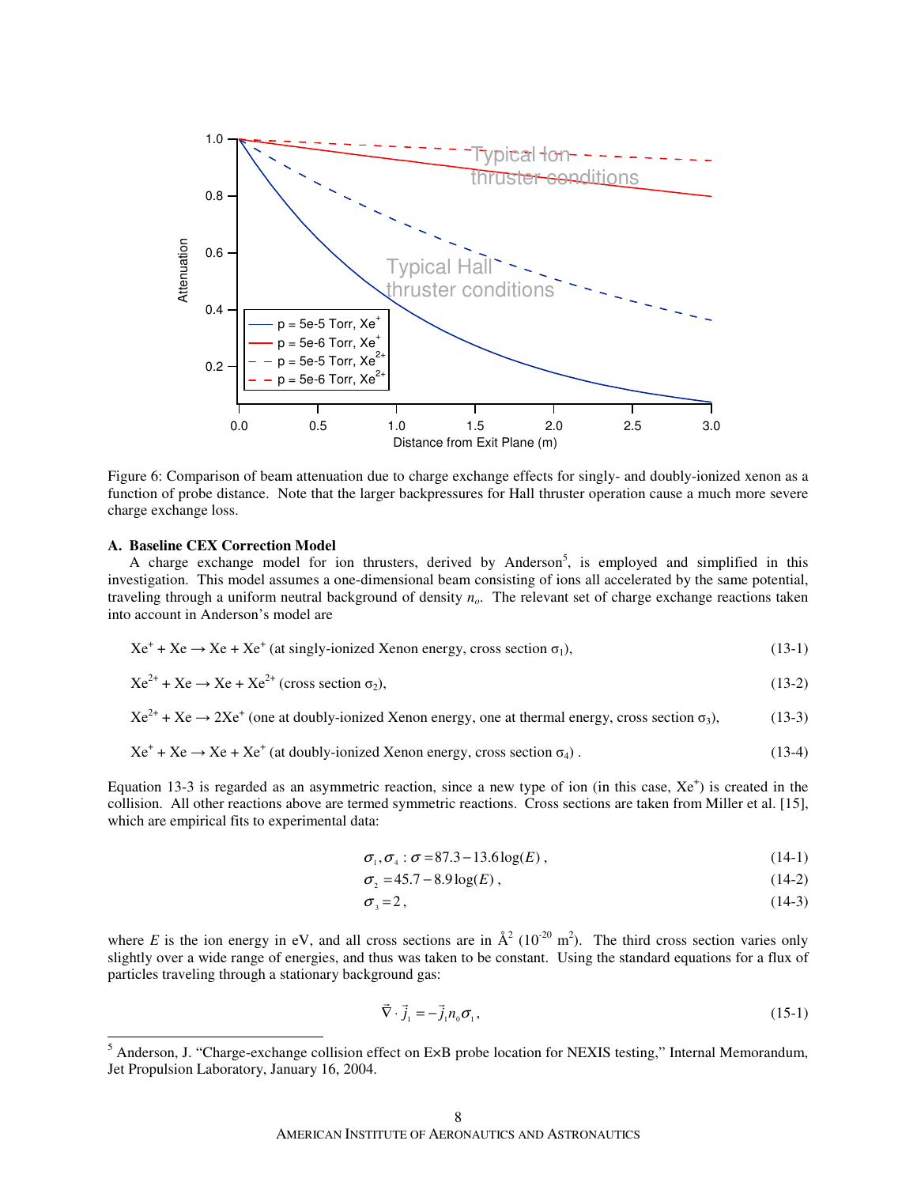Figure 6: Comparison of beam attenuation due to charge exchange effects for singly- and doubly-ionized xenon as a function of probe distance. Note that the larger backpressures for Hall thruster operation cause a much more severe charge exchange loss.

### A. Baseline CEX Correction Model

A charge exchange model for ion thrusters, derived by Anderson[5], is employed and simplified in this investigation. This model assumes a one-dimensional beam consisting of ions all accelerated by the same potential, traveling through a uniform neutral background of density $n_o$. The relevant set of charge exchange reactions taken into account in Anderson's model are

$$Xe^{+} + Xe \rightarrow Xe + Xe^{+} \text{ (at singly-ionized Xenon energy, cross section } \sigma_1\text{)}, \tag{13-1}$$

$$Xe^{2+} + Xe \rightarrow Xe + Xe^{2+} \text{ (cross section } \sigma_2\text{)}, \tag{13-2}$$

$$Xe^{2+} + Xe \rightarrow 2Xe^{+} \text{ (one at doubly-ionized Xenon energy, one at thermal energy, cross section } \sigma_3\text{)}, \tag{13-3}$$

$$Xe^{+} + Xe \rightarrow Xe + Xe^{+} \text{ (at doubly-ionized Xenon energy, cross section } \sigma_4\text{)}. \tag{13-4}$$

Equation 13-3 is regarded as an asymmetric reaction, since a new type of ion (in this case, $Xe^{+}$) is created in the collision. All other reactions above are termed symmetric reactions. Cross sections are taken from Miller et al. [15], which are empirical fits to experimental data:

$$\sigma_1, \sigma_4 : \sigma = 87.3 - 13.6 \log(E), \tag{14-1}$$

$$\sigma_2 = 45.7 - 8.9 \log(E), \tag{14-2}$$

$$\sigma_3 = 2, \tag{14-3}$$

where $E$ is the ion energy in eV, and all cross sections are in Å$^2$ ($10^{-20}$ m$^2$). The third cross section varies only slightly over a wide range of energies, and thus was taken to be constant. Using the standard equations for a flux of particles traveling through a stationary background gas:

$$\vec{\nabla} \cdot \vec{j}_1 = -\vec{j}_1 n_0 \sigma_1, \tag{15-1}$$

[5] Anderson, J. "Charge-exchange collision effect on E×B probe location for NEXIS testing," Internal Memorandum, Jet Propulsion Laboratory, January 16, 2004.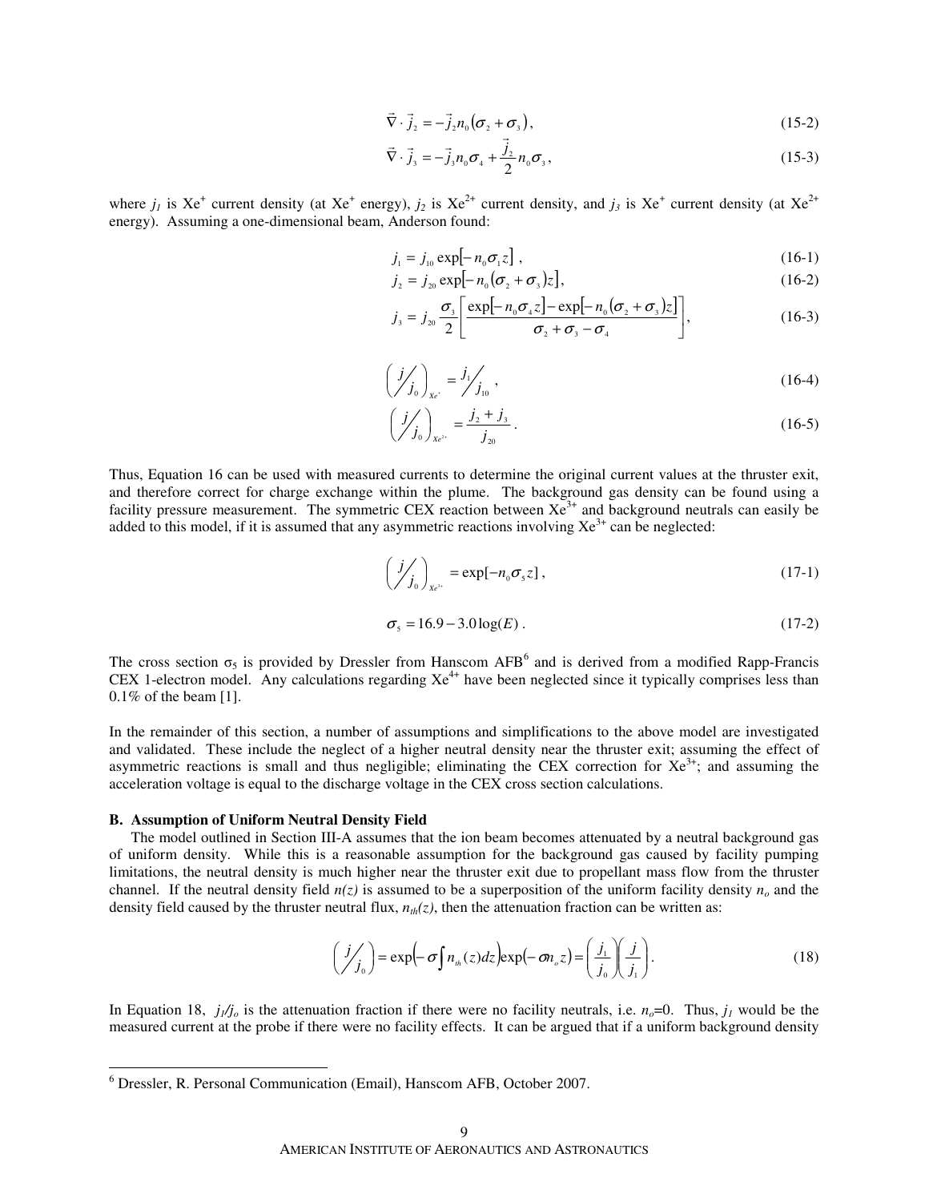$$\vec{\nabla} \cdot \vec{j}_2 = -\vec{j}_2 n_0 (\sigma_2 + \sigma_3), \tag{15-2}$$

$$\vec{\nabla} \cdot \vec{j}_3 = -\vec{j}_3 n_0 \sigma_4 + \frac{\vec{j}_2}{2} n_0 \sigma_3, \tag{15-3}$$

where $j_1$ is $Xe^+$ current density (at $Xe^+$ energy), $j_2$ is $Xe^{2+}$ current density, and $j_3$ is $Xe^+$ current density (at $Xe^{2+}$ energy). Assuming a one-dimensional beam, Anderson found:

$$j_1 = j_{10} \exp[-n_0 \sigma_1 z], \tag{16-1}$$

$$j_2 = j_{20} \exp[-n_0 (\sigma_2 + \sigma_3) z], \tag{16-2}$$

$$j_3 = j_{20} \frac{\sigma_3}{2} \left[ \frac{\exp[-n_0 \sigma_4 z] - \exp[-n_0 (\sigma_2 + \sigma_3) z]}{\sigma_2 + \sigma_3 - \sigma_4} \right], \tag{16-3}$$

$$\left( \frac{j}{j_0} \right)_{Xe^+} = \frac{j_1}{j_{10}}, \tag{16-4}$$

$$\left( \frac{j}{j_0} \right)_{Xe^{2+}} = \frac{j_2 + j_3}{j_{20}}. \tag{16-5}$$

Thus, Equation 16 can be used with measured currents to determine the original current values at the thruster exit, and therefore correct for charge exchange within the plume. The background gas density can be found using a facility pressure measurement. The symmetric CEX reaction between $Xe^{3+}$ and background neutrals can easily be added to this model, if it is assumed that any asymmetric reactions involving $Xe^{3+}$ can be neglected:

$$\left( \frac{j}{j_0} \right)_{Xe^{3+}} = \exp[-n_0 \sigma_5 z], \tag{17-1}$$

$$\sigma_5 = 16.9 - 3.0 \log(E). \tag{17-2}$$

The cross section $\sigma_5$ is provided by Dressler from Hanscom AFB[6] and is derived from a modified Rapp-Francis CEX 1-electron model. Any calculations regarding $Xe^{4+}$ have been neglected since it typically comprises less than 0.1% of the beam [1].

In the remainder of this section, a number of assumptions and simplifications to the above model are investigated and validated. These include the neglect of a higher neutral density near the thruster exit; assuming the effect of asymmetric reactions is small and thus negligible; eliminating the CEX correction for $Xe^{3+}$; and assuming the acceleration voltage is equal to the discharge voltage in the CEX cross section calculations.

### B. Assumption of Uniform Neutral Density Field

The model outlined in Section III-A assumes that the ion beam becomes attenuated by a neutral background gas of uniform density. While this is a reasonable assumption for the background gas caused by facility pumping limitations, the neutral density is much higher near the thruster exit due to propellant mass flow from the thruster channel. If the neutral density field $n(z)$ is assumed to be a superposition of the uniform facility density $n_o$ and the density field caused by the thruster neutral flux, $n_{th}(z)$, then the attenuation fraction can be written as:

$$\left( \frac{j}{j_0} \right) = \exp\left( -\sigma \int n_{th}(z) dz \right) \exp\left( -\sigma n_o z \right) = \left( \frac{j_1}{j_0} \right) \left( \frac{j}{j_1} \right). \tag{18}$$

In Equation 18, $j_1/j_o$ is the attenuation fraction if there were no facility neutrals, i.e. $n_o$=0. Thus, $j_1$ would be the measured current at the probe if there were no facility effects. It can be argued that if a uniform background density

[6] Dressler, R. Personal Communication (Email), Hanscom AFB, October 2007.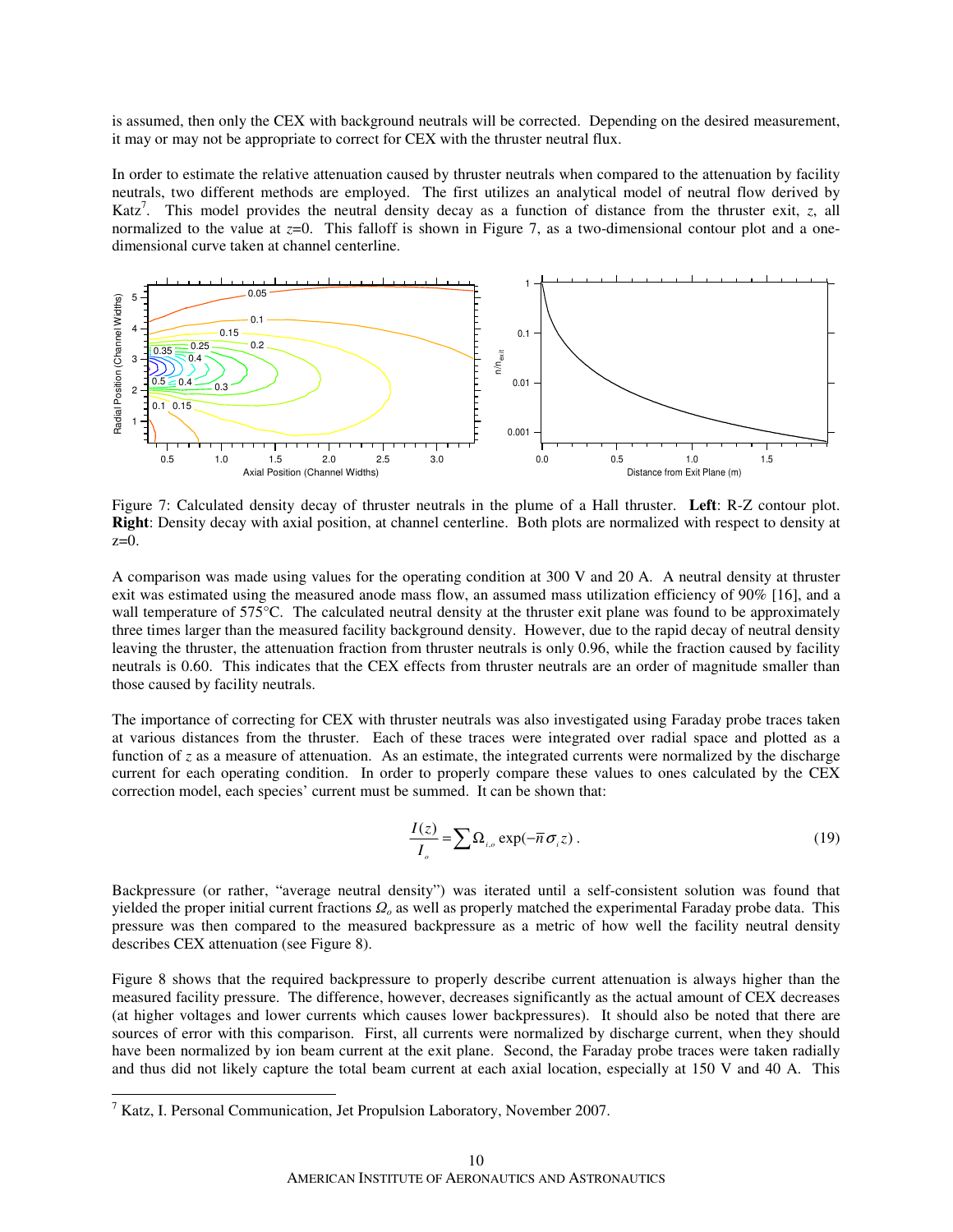is assumed, then only the CEX with background neutrals will be corrected. Depending on the desired measurement, it may or may not be appropriate to correct for CEX with the thruster neutral flux.

In order to estimate the relative attenuation caused by thruster neutrals when compared to the attenuation by facility neutrals, two different methods are employed. The first utilizes an analytical model of neutral flow derived by Katz[7]. This model provides the neutral density decay as a function of distance from the thruster exit, *z*, all normalized to the value at *z*=0. This falloff is shown in Figure 7, as a two-dimensional contour plot and a one-dimensional curve taken at channel centerline.

Figure 7: Calculated density decay of thruster neutrals in the plume of a Hall thruster. **Left**: R-Z contour plot. **Right**: Density decay with axial position, at channel centerline. Both plots are normalized with respect to density at z=0.

A comparison was made using values for the operating condition at 300 V and 20 A. A neutral density at thruster exit was estimated using the measured anode mass flow, an assumed mass utilization efficiency of 90% [16], and a wall temperature of 575°C. The calculated neutral density at the thruster exit plane was found to be approximately three times larger than the measured facility background density. However, due to the rapid decay of neutral density leaving the thruster, the attenuation fraction from thruster neutrals is only 0.96, while the fraction caused by facility neutrals is 0.60. This indicates that the CEX effects from thruster neutrals are an order of magnitude smaller than those caused by facility neutrals.

The importance of correcting for CEX with thruster neutrals was also investigated using Faraday probe traces taken at various distances from the thruster. Each of these traces were integrated over radial space and plotted as a function of *z* as a measure of attenuation. As an estimate, the integrated currents were normalized by the discharge current for each operating condition. In order to properly compare these values to ones calculated by the CEX correction model, each species' current must be summed. It can be shown that:

$$\frac{I(z)}{I_o} = \sum \Omega_{i,o} \exp(-\bar{n}\sigma_i z) \,. \tag{19}$$

Backpressure (or rather, "average neutral density") was iterated until a self-consistent solution was found that yielded the proper initial current fractions $\Omega_o$ as well as properly matched the experimental Faraday probe data. This pressure was then compared to the measured backpressure as a metric of how well the facility neutral density describes CEX attenuation (see Figure 8).

Figure 8 shows that the required backpressure to properly describe current attenuation is always higher than the measured facility pressure. The difference, however, decreases significantly as the actual amount of CEX decreases (at higher voltages and lower currents which causes lower backpressures). It should also be noted that there are sources of error with this comparison. First, all currents were normalized by discharge current, when they should have been normalized by ion beam current at the exit plane. Second, the Faraday probe traces were taken radially and thus did not likely capture the total beam current at each axial location, especially at 150 V and 40 A. This

[7] Katz, I. Personal Communication, Jet Propulsion Laboratory, November 2007.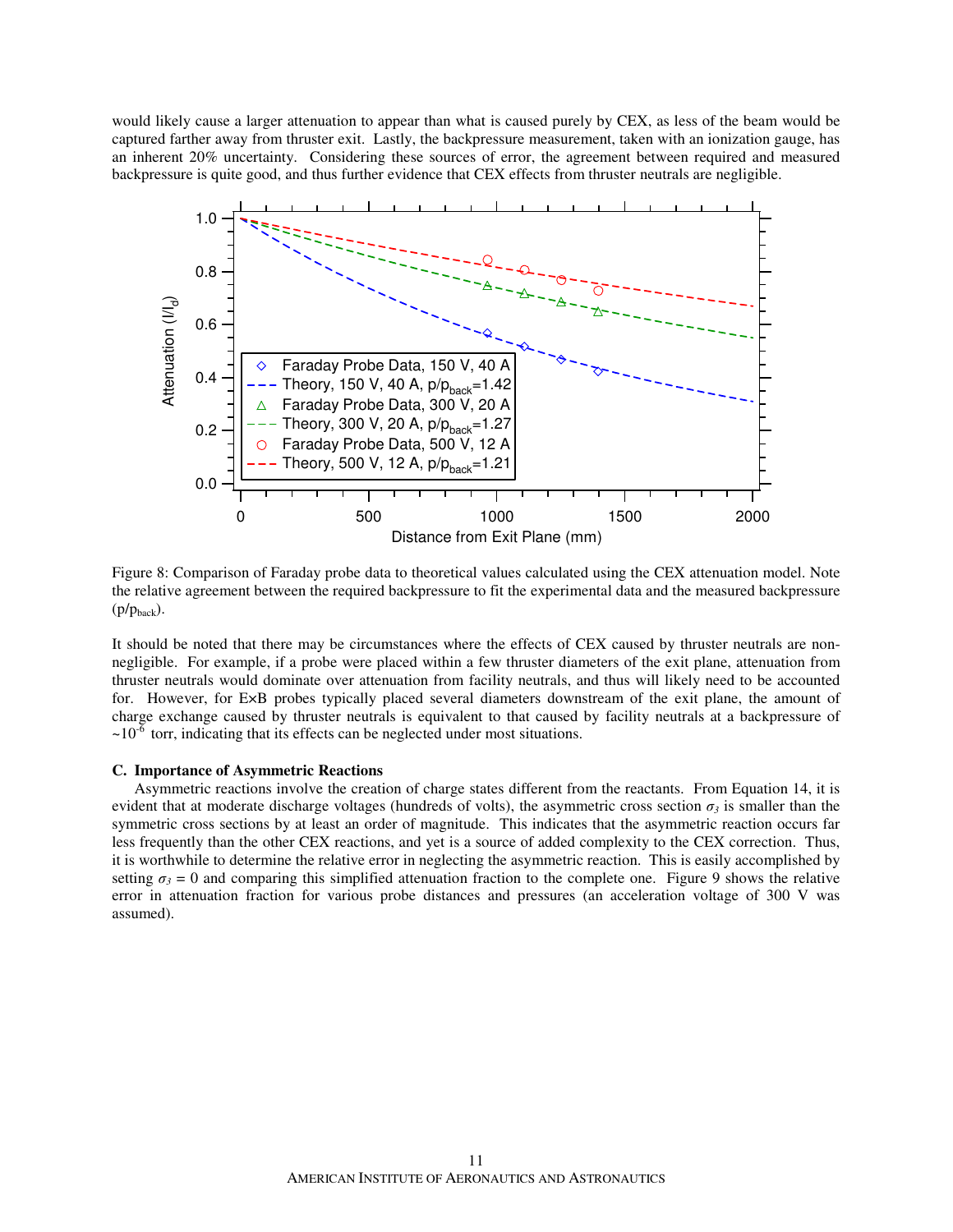would likely cause a larger attenuation to appear than what is caused purely by CEX, as less of the beam would be captured farther away from thruster exit. Lastly, the backpressure measurement, taken with an ionization gauge, has an inherent 20% uncertainty. Considering these sources of error, the agreement between required and measured backpressure is quite good, and thus further evidence that CEX effects from thruster neutrals are negligible.

Figure 8: Comparison of Faraday probe data to theoretical values calculated using the CEX attenuation model. Note the relative agreement between the required backpressure to fit the experimental data and the measured backpressure ($p/p_{back}$).

It should be noted that there may be circumstances where the effects of CEX caused by thruster neutrals are non-negligible. For example, if a probe were placed within a few thruster diameters of the exit plane, attenuation from thruster neutrals would dominate over attenuation from facility neutrals, and thus will likely need to be accounted for. However, for E×B probes typically placed several diameters downstream of the exit plane, the amount of charge exchange caused by thruster neutrals is equivalent to that caused by facility neutrals at a backpressure of $\sim 10^{-6}$ torr, indicating that its effects can be neglected under most situations.

### C. Importance of Asymmetric Reactions

Asymmetric reactions involve the creation of charge states different from the reactants. From Equation 14, it is evident that at moderate discharge voltages (hundreds of volts), the asymmetric cross section $\sigma_3$ is smaller than the symmetric cross sections by at least an order of magnitude. This indicates that the asymmetric reaction occurs far less frequently than the other CEX reactions, and yet is a source of added complexity to the CEX correction. Thus, it is worthwhile to determine the relative error in neglecting the asymmetric reaction. This is easily accomplished by setting $\sigma_3 = 0$ and comparing this simplified attenuation fraction to the complete one. Figure 9 shows the relative error in attenuation fraction for various probe distances and pressures (an acceleration voltage of 300 V was assumed).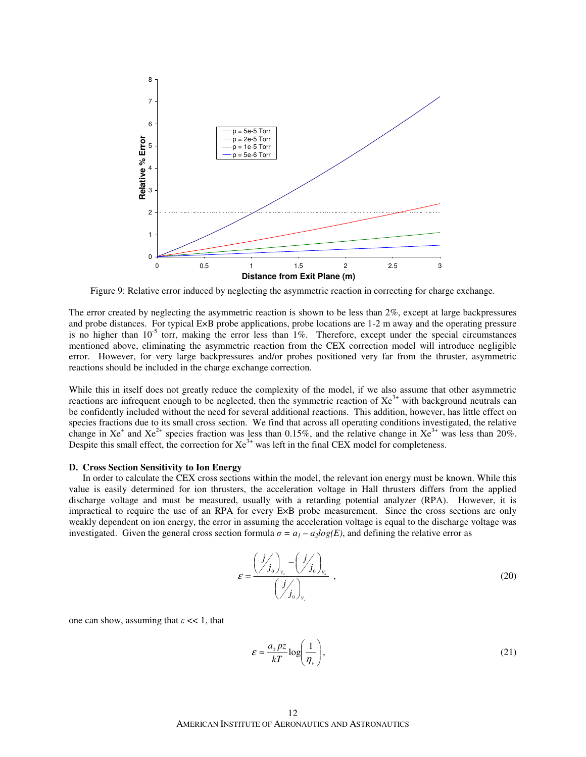Figure 9: Relative error induced by neglecting the asymmetric reaction in correcting for charge exchange.

The error created by neglecting the asymmetric reaction is shown to be less than 2%, except at large backpressures and probe distances. For typical E×B probe applications, probe locations are 1-2 m away and the operating pressure is no higher than $10^{-5}$ torr, making the error less than 1%. Therefore, except under the special circumstances mentioned above, eliminating the asymmetric reaction from the CEX correction model will introduce negligible error. However, for very large backpressures and/or probes positioned very far from the thruster, asymmetric reactions should be included in the charge exchange correction.

While this in itself does not greatly reduce the complexity of the model, if we also assume that other asymmetric reactions are infrequent enough to be neglected, then the symmetric reaction of $Xe^{3+}$ with background neutrals can be confidently included without the need for several additional reactions. This addition, however, has little effect on species fractions due to its small cross section. We find that across all operating conditions investigated, the relative change in $Xe^{+}$ and $Xe^{2+}$ species fraction was less than 0.15%, and the relative change in $Xe^{3+}$ was less than 20%. Despite this small effect, the correction for $Xe^{3+}$ was left in the final CEX model for completeness.

### D. Cross Section Sensitivity to Ion Energy

In order to calculate the CEX cross sections within the model, the relevant ion energy must be known. While this value is easily determined for ion thrusters, the acceleration voltage in Hall thrusters differs from the applied discharge voltage and must be measured, usually with a retarding potential analyzer (RPA). However, it is impractical to require the use of an RPA for every E×B probe measurement. Since the cross sections are only weakly dependent on ion energy, the error in assuming the acceleration voltage is equal to the discharge voltage was investigated. Given the general cross section formula $\sigma = a_1 - a_2 log(E)$, and defining the relative error as

$$\varepsilon = \frac{\left(\frac{j}{j_0}\right)_{V_d} - \left(\frac{j}{j_0}\right)_{V_a}}{\left(\frac{j}{j_0}\right)_{V_a}} \, , \tag{20}$$

one can show, assuming that $\varepsilon << 1$, that

$$\varepsilon \approx \frac{a_2 pz}{kT} \log\left(\frac{1}{\eta_v}\right), \tag{21}$$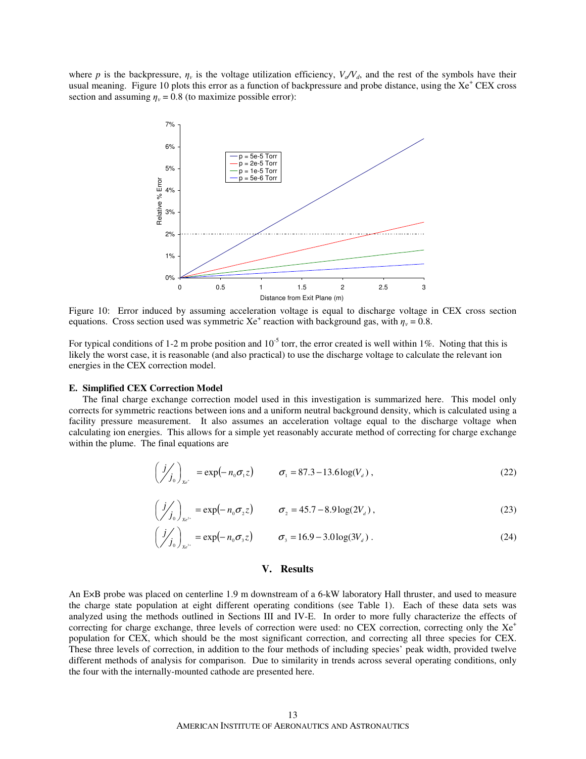where $p$ is the backpressure, $\eta_v$ is the voltage utilization efficiency, $V_a/V_d$, and the rest of the symbols have their usual meaning. Figure 10 plots this error as a function of backpressure and probe distance, using the $Xe^+$ CEX cross section and assuming $\eta_v = 0.8$ (to maximize possible error):

Figure 10: Error induced by assuming acceleration voltage is equal to discharge voltage in CEX cross section equations. Cross section used was symmetric $Xe^+$ reaction with background gas, with $\eta_v = 0.8$.

For typical conditions of 1-2 m probe position and $10^{-5}$ torr, the error created is well within 1%. Noting that this is likely the worst case, it is reasonable (and also practical) to use the discharge voltage to calculate the relevant ion energies in the CEX correction model.

### E. Simplified CEX Correction Model

The final charge exchange correction model used in this investigation is summarized here. This model only corrects for symmetric reactions between ions and a uniform neutral background density, which is calculated using a facility pressure measurement. It also assumes an acceleration voltage equal to the discharge voltage when calculating ion energies. This allows for a simple yet reasonably accurate method of correcting for charge exchange within the plume. The final equations are

$$\left( \frac{j}{j_0} \right)_{Xe^+} = \exp(-n_0 \sigma_1 z) \qquad \sigma_1 = 87.3 - 13.6 \log(V_d)\,, \tag{22}$$

$$\left( \frac{j}{j_0} \right)_{Xe^{2+}} = \exp(-n_0 \sigma_2 z) \qquad \sigma_2 = 45.7 - 8.9 \log(2V_d)\,, \tag{23}$$

$$\left( \frac{j}{j_0} \right)_{Xe^{3+}} = \exp(-n_0 \sigma_3 z) \qquad \sigma_3 = 16.9 - 3.0 \log(3V_d)\,. \tag{24}$$

## V. Results

An E×B probe was placed on centerline 1.9 m downstream of a 6-kW laboratory Hall thruster, and used to measure the charge state population at eight different operating conditions (see Table 1). Each of these data sets was analyzed using the methods outlined in Sections III and IV-E. In order to more fully characterize the effects of correcting for charge exchange, three levels of correction were used: no CEX correction, correcting only the $Xe^+$ population for CEX, which should be the most significant correction, and correcting all three species for CEX. These three levels of correction, in addition to the four methods of including species' peak width, provided twelve different methods of analysis for comparison. Due to similarity in trends across several operating conditions, only the four with the internally-mounted cathode are presented here.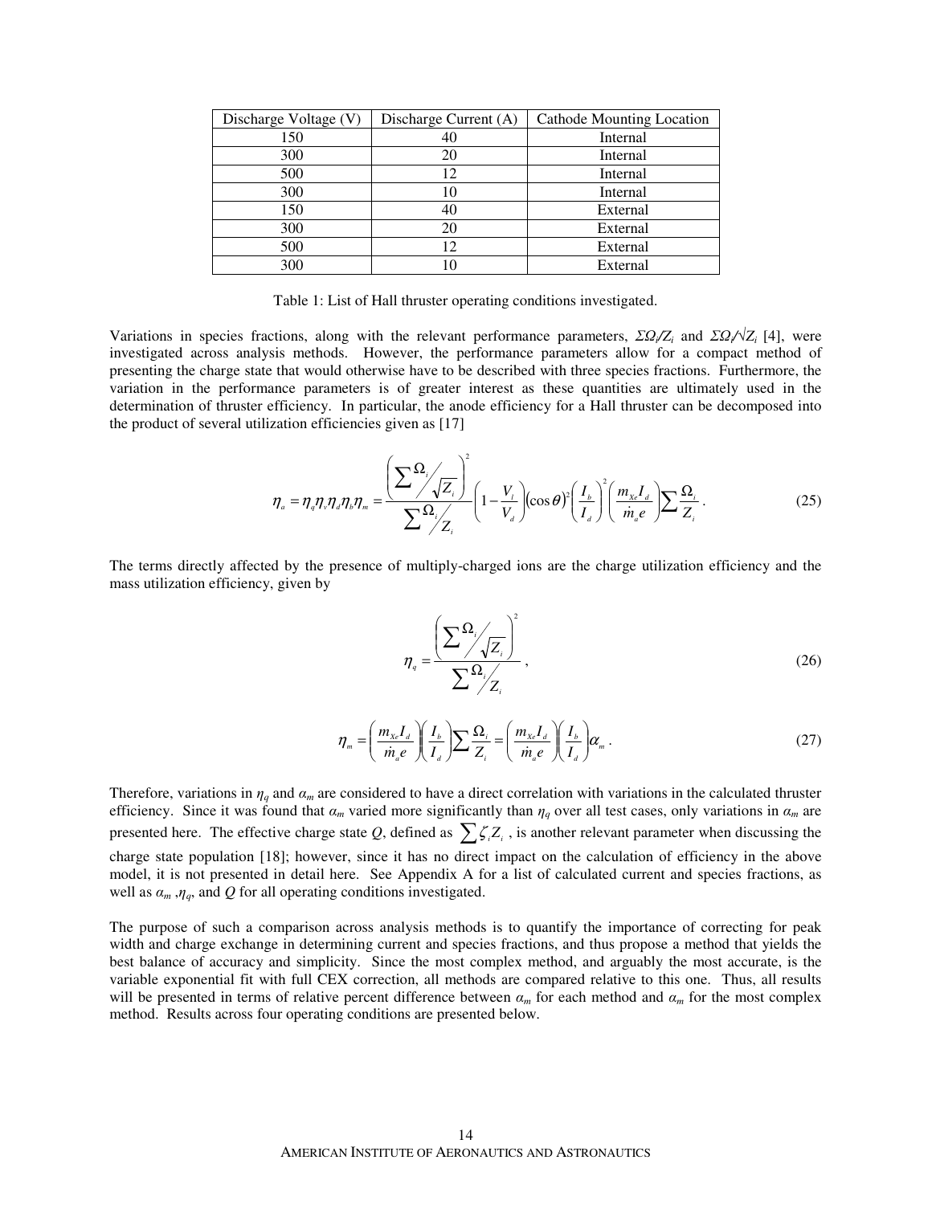| Discharge Voltage (V) | Discharge Current (A) | Cathode Mounting Location |
|---|---|---|
| 150 | 40 | Internal |
| 300 | 20 | Internal |
| 500 | 12 | Internal |
| 300 | 10 | Internal |
| 150 | 40 | External |
| 300 | 20 | External |
| 500 | 12 | External |
| 300 | 10 | External |

Table 1: List of Hall thruster operating conditions investigated.

Variations in species fractions, along with the relevant performance parameters, $\Sigma\Omega_i/Z_i$ and $\Sigma\Omega_i/\sqrt{Z_i}$ [4], were investigated across analysis methods. However, the performance parameters allow for a compact method of presenting the charge state that would otherwise have to be described with three species fractions. Furthermore, the variation in the performance parameters is of greater interest as these quantities are ultimately used in the determination of thruster efficiency. In particular, the anode efficiency for a Hall thruster can be decomposed into the product of several utilization efficiencies given as [17]

$$\eta_a = \eta_q \eta_v \eta_d \eta_b \eta_m = \frac{\left(\sum \Omega_i / \sqrt{Z_i}\right)^2}{\sum \Omega_i / Z_i} \left(1 - \frac{V_l}{V_d}\right) (\cos\theta)^2 \left(\frac{I_b}{I_d}\right)^2 \left(\frac{m_{Xe} I_d}{\dot{m}_a e}\right) \sum \frac{\Omega_i}{Z_i} . \tag{25}$$

The terms directly affected by the presence of multiply-charged ions are the charge utilization efficiency and the mass utilization efficiency, given by

$$\eta_q = \frac{\left(\sum \Omega_i / \sqrt{Z_i}\right)^2}{\sum \Omega_i / Z_i} , \tag{26}$$

$$\eta_m = \left(\frac{m_{Xe} I_d}{\dot{m}_a e}\right) \left(\frac{I_b}{I_d}\right) \sum \frac{\Omega_i}{Z_i} = \left(\frac{m_{Xe} I_d}{\dot{m}_a e}\right) \left(\frac{I_b}{I_d}\right) \alpha_m . \tag{27}$$

Therefore, variations in $\eta_q$ and $\alpha_m$ are considered to have a direct correlation with variations in the calculated thruster efficiency. Since it was found that $\alpha_m$ varied more significantly than $\eta_q$ over all test cases, only variations in $\alpha_m$ are presented here. The effective charge state $Q$, defined as $\sum \zeta_i Z_i$ , is another relevant parameter when discussing the charge state population [18]; however, since it has no direct impact on the calculation of efficiency in the above model, it is not presented in detail here. See Appendix A for a list of calculated current and species fractions, as well as $\alpha_m$ , $\eta_q$, and $Q$ for all operating conditions investigated.

The purpose of such a comparison across analysis methods is to quantify the importance of correcting for peak width and charge exchange in determining current and species fractions, and thus propose a method that yields the best balance of accuracy and simplicity. Since the most complex method, and arguably the most accurate, is the variable exponential fit with full CEX correction, all methods are compared relative to this one. Thus, all results will be presented in terms of relative percent difference between $\alpha_m$ for each method and $\alpha_m$ for the most complex method. Results across four operating conditions are presented below.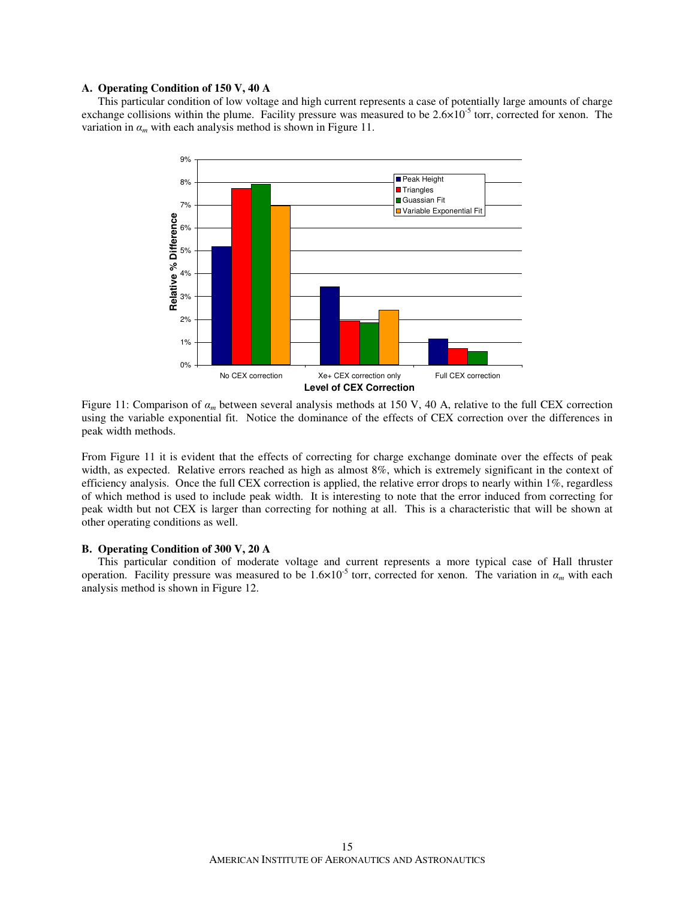### A. Operating Condition of 150 V, 40 A

This particular condition of low voltage and high current represents a case of potentially large amounts of charge exchange collisions within the plume. Facility pressure was measured to be $2.6 \times 10^{-5}$ torr, corrected for xenon. The variation in $\alpha_m$ with each analysis method is shown in Figure 11.

Figure 11: Comparison of $\alpha_m$ between several analysis methods at 150 V, 40 A, relative to the full CEX correction using the variable exponential fit. Notice the dominance of the effects of CEX correction over the differences in peak width methods.

From Figure 11 it is evident that the effects of correcting for charge exchange dominate over the effects of peak width, as expected. Relative errors reached as high as almost 8%, which is extremely significant in the context of efficiency analysis. Once the full CEX correction is applied, the relative error drops to nearly within 1%, regardless of which method is used to include peak width. It is interesting to note that the error induced from correcting for peak width but not CEX is larger than correcting for nothing at all. This is a characteristic that will be shown at other operating conditions as well.

### B. Operating Condition of 300 V, 20 A

This particular condition of moderate voltage and current represents a more typical case of Hall thruster operation. Facility pressure was measured to be $1.6 \times 10^{-5}$ torr, corrected for xenon. The variation in $\alpha_m$ with each analysis method is shown in Figure 12.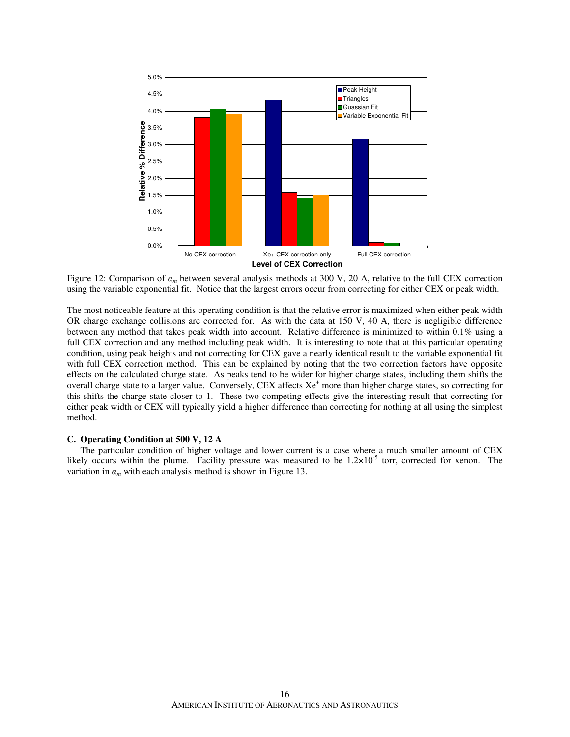Figure 12: Comparison of $\alpha_m$ between several analysis methods at 300 V, 20 A, relative to the full CEX correction using the variable exponential fit. Notice that the largest errors occur from correcting for either CEX or peak width.

The most noticeable feature at this operating condition is that the relative error is maximized when either peak width OR charge exchange collisions are corrected for. As with the data at 150 V, 40 A, there is negligible difference between any method that takes peak width into account. Relative difference is minimized to within 0.1% using a full CEX correction and any method including peak width. It is interesting to note that at this particular operating condition, using peak heights and not correcting for CEX gave a nearly identical result to the variable exponential fit with full CEX correction method. This can be explained by noting that the two correction factors have opposite effects on the calculated charge state. As peaks tend to be wider for higher charge states, including them shifts the overall charge state to a larger value. Conversely, CEX affects $Xe^+$ more than higher charge states, so correcting for this shifts the charge state closer to 1. These two competing effects give the interesting result that correcting for either peak width or CEX will typically yield a higher difference than correcting for nothing at all using the simplest method.

### C. Operating Condition at 500 V, 12 A

The particular condition of higher voltage and lower current is a case where a much smaller amount of CEX likely occurs within the plume. Facility pressure was measured to be $1.2\times10^{-5}$ torr, corrected for xenon. The variation in $\alpha_m$ with each analysis method is shown in Figure 13.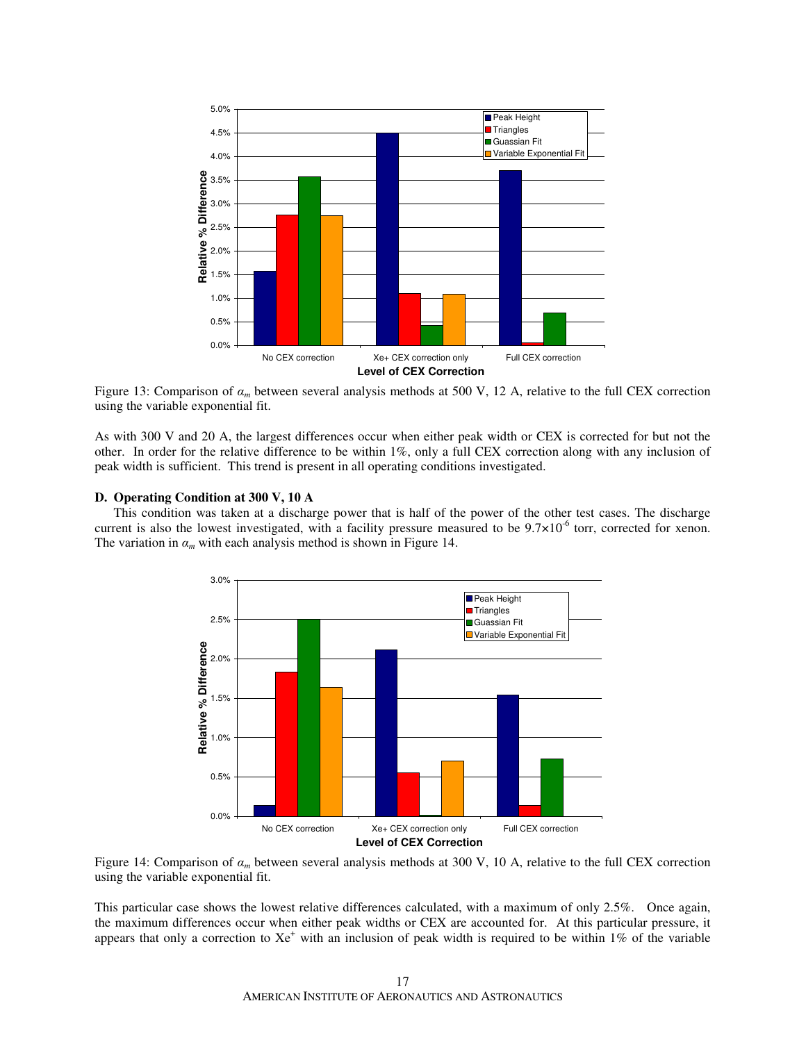Figure 13: Comparison of $\alpha_m$ between several analysis methods at 500 V, 12 A, relative to the full CEX correction using the variable exponential fit.

As with 300 V and 20 A, the largest differences occur when either peak width or CEX is corrected for but not the other. In order for the relative difference to be within 1%, only a full CEX correction along with any inclusion of peak width is sufficient. This trend is present in all operating conditions investigated.

### D. Operating Condition at 300 V, 10 A

This condition was taken at a discharge power that is half of the power of the other test cases. The discharge current is also the lowest investigated, with a facility pressure measured to be $9.7\times10^{-6}$ torr, corrected for xenon. The variation in $\alpha_m$ with each analysis method is shown in Figure 14.

Figure 14: Comparison of $\alpha_m$ between several analysis methods at 300 V, 10 A, relative to the full CEX correction using the variable exponential fit.

This particular case shows the lowest relative differences calculated, with a maximum of only 2.5%. Once again, the maximum differences occur when either peak widths or CEX are accounted for. At this particular pressure, it appears that only a correction to $Xe^+$ with an inclusion of peak width is required to be within 1% of the variable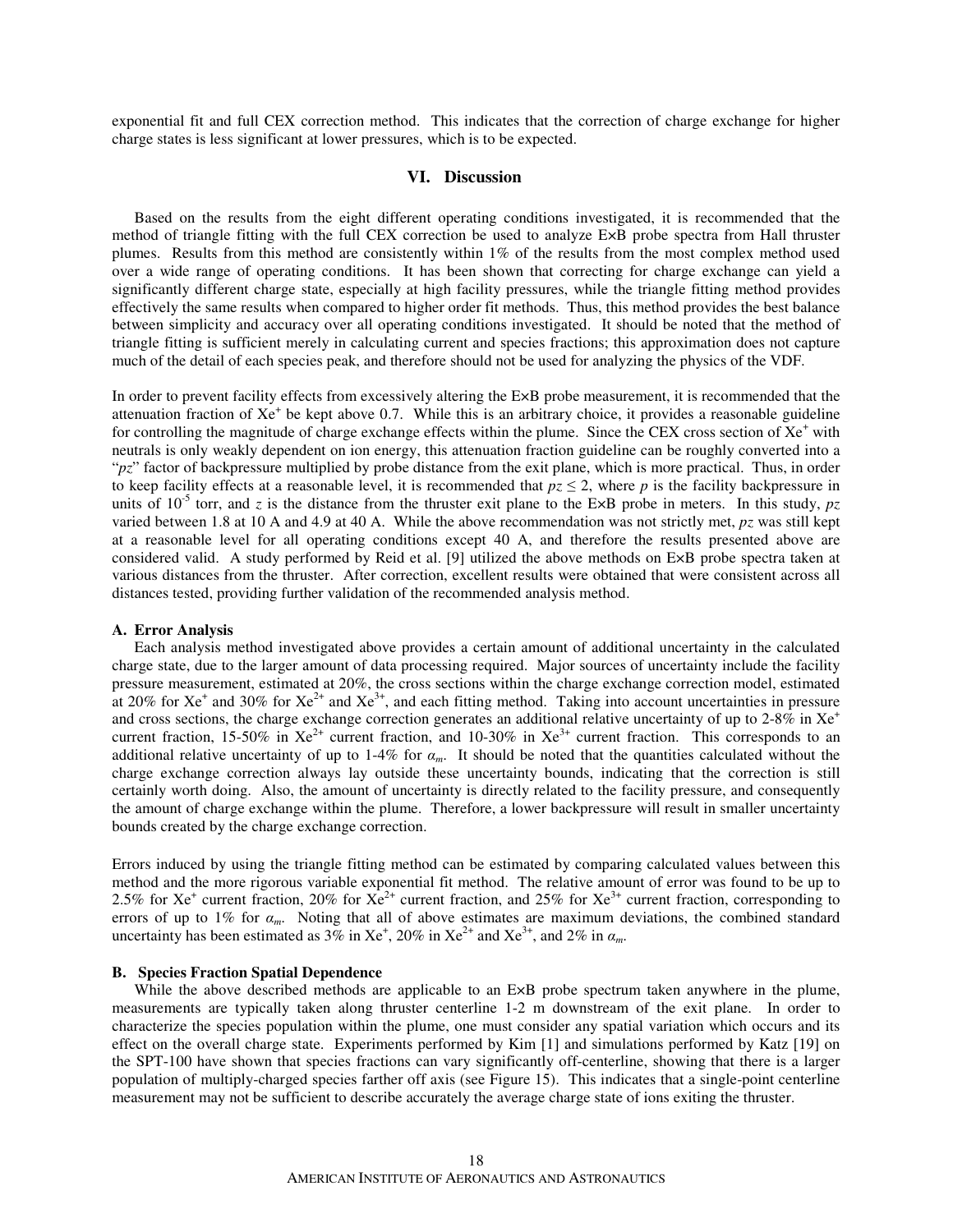exponential fit and full CEX correction method. This indicates that the correction of charge exchange for higher charge states is less significant at lower pressures, which is to be expected.

## VI. Discussion

Based on the results from the eight different operating conditions investigated, it is recommended that the method of triangle fitting with the full CEX correction be used to analyze E×B probe spectra from Hall thruster plumes. Results from this method are consistently within 1% of the results from the most complex method used over a wide range of operating conditions. It has been shown that correcting for charge exchange can yield a significantly different charge state, especially at high facility pressures, while the triangle fitting method provides effectively the same results when compared to higher order fit methods. Thus, this method provides the best balance between simplicity and accuracy over all operating conditions investigated. It should be noted that the method of triangle fitting is sufficient merely in calculating current and species fractions; this approximation does not capture much of the detail of each species peak, and therefore should not be used for analyzing the physics of the VDF.

In order to prevent facility effects from excessively altering the E×B probe measurement, it is recommended that the attenuation fraction of $Xe^+$ be kept above 0.7. While this is an arbitrary choice, it provides a reasonable guideline for controlling the magnitude of charge exchange effects within the plume. Since the CEX cross section of $Xe^+$ with neutrals is only weakly dependent on ion energy, this attenuation fraction guideline can be roughly converted into a "$pz$" factor of backpressure multiplied by probe distance from the exit plane, which is more practical. Thus, in order to keep facility effects at a reasonable level, it is recommended that $pz \leq 2$, where $p$ is the facility backpressure in units of $10^{-5}$ torr, and $z$ is the distance from the thruster exit plane to the E×B probe in meters. In this study, $pz$ varied between 1.8 at 10 A and 4.9 at 40 A. While the above recommendation was not strictly met, $pz$ was still kept at a reasonable level for all operating conditions except 40 A, and therefore the results presented above are considered valid. A study performed by Reid et al. [9] utilized the above methods on E×B probe spectra taken at various distances from the thruster. After correction, excellent results were obtained that were consistent across all distances tested, providing further validation of the recommended analysis method.

### A. Error Analysis

Each analysis method investigated above provides a certain amount of additional uncertainty in the calculated charge state, due to the larger amount of data processing required. Major sources of uncertainty include the facility pressure measurement, estimated at 20%, the cross sections within the charge exchange correction model, estimated at 20% for $Xe^+$ and 30% for $Xe^{2+}$ and $Xe^{3+}$, and each fitting method. Taking into account uncertainties in pressure and cross sections, the charge exchange correction generates an additional relative uncertainty of up to 2-8% in $Xe^+$ current fraction, 15-50% in $Xe^{2+}$ current fraction, and 10-30% in $Xe^{3+}$ current fraction. This corresponds to an additional relative uncertainty of up to 1-4% for $\alpha_m$. It should be noted that the quantities calculated without the charge exchange correction always lay outside these uncertainty bounds, indicating that the correction is still certainly worth doing. Also, the amount of uncertainty is directly related to the facility pressure, and consequently the amount of charge exchange within the plume. Therefore, a lower backpressure will result in smaller uncertainty bounds created by the charge exchange correction.

Errors induced by using the triangle fitting method can be estimated by comparing calculated values between this method and the more rigorous variable exponential fit method. The relative amount of error was found to be up to 2.5% for $Xe^+$ current fraction, 20% for $Xe^{2+}$ current fraction, and 25% for $Xe^{3+}$ current fraction, corresponding to errors of up to 1% for $\alpha_m$. Noting that all of above estimates are maximum deviations, the combined standard uncertainty has been estimated as 3% in $Xe^+$, 20% in $Xe^{2+}$ and $Xe^{3+}$, and 2% in $\alpha_m$.

### B. Species Fraction Spatial Dependence

While the above described methods are applicable to an E×B probe spectrum taken anywhere in the plume, measurements are typically taken along thruster centerline 1-2 m downstream of the exit plane. In order to characterize the species population within the plume, one must consider any spatial variation which occurs and its effect on the overall charge state. Experiments performed by Kim [1] and simulations performed by Katz [19] on the SPT-100 have shown that species fractions can vary significantly off-centerline, showing that there is a larger population of multiply-charged species farther off axis (see Figure 15). This indicates that a single-point centerline measurement may not be sufficient to describe accurately the average charge state of ions exiting the thruster.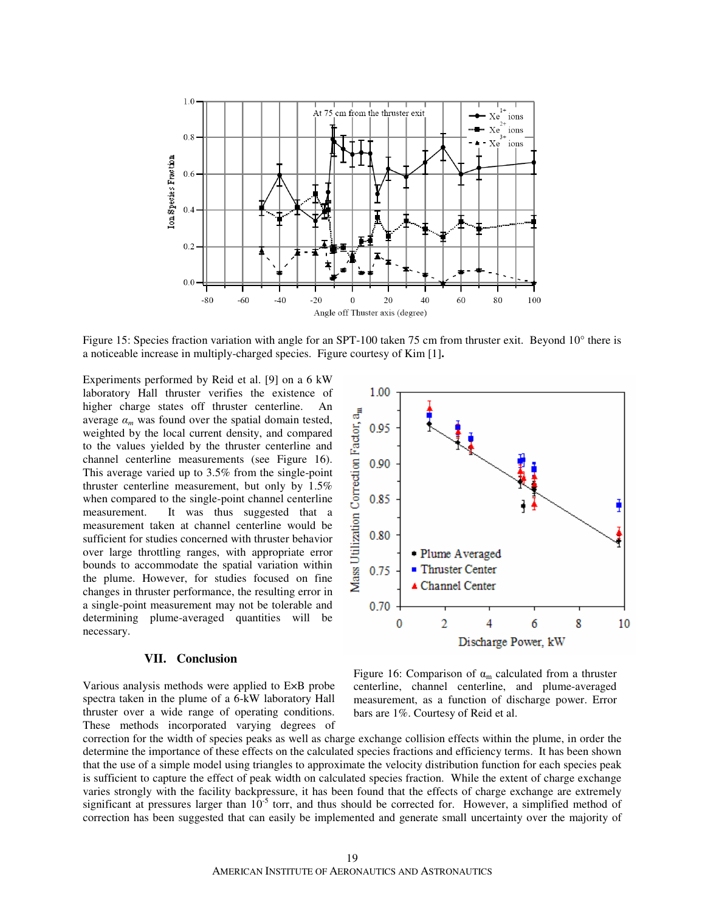Figure 15: Species fraction variation with angle for an SPT-100 taken 75 cm from thruster exit. Beyond 10° there is a noticeable increase in multiply-charged species. Figure courtesy of Kim [1].

Experiments performed by Reid et al. [9] on a 6 kW laboratory Hall thruster verifies the existence of higher charge states off thruster centerline. An average $\alpha_m$ was found over the spatial domain tested, weighted by the local current density, and compared to the values yielded by the thruster centerline and channel centerline measurements (see Figure 16). This average varied up to 3.5% from the single-point thruster centerline measurement, but only by 1.5% when compared to the single-point channel centerline measurement. It was thus suggested that a measurement taken at channel centerline would be sufficient for studies concerned with thruster behavior over large throttling ranges, with appropriate error bounds to accommodate the spatial variation within the plume. However, for studies focused on fine changes in thruster performance, the resulting error in a single-point measurement may not be tolerable and determining plume-averaged quantities will be necessary.

Figure 16: Comparison of $\alpha_m$ calculated from a thruster centerline, channel centerline, and plume-averaged measurement, as a function of discharge power. Error bars are 1%. Courtesy of Reid et al.

## VII. Conclusion

Various analysis methods were applied to E×B probe spectra taken in the plume of a 6-kW laboratory Hall thruster over a wide range of operating conditions. These methods incorporated varying degrees of correction for the width of species peaks as well as charge exchange collision effects within the plume, in order the determine the importance of these effects on the calculated species fractions and efficiency terms. It has been shown that the use of a simple model using triangles to approximate the velocity distribution function for each species peak is sufficient to capture the effect of peak width on calculated species fraction. While the extent of charge exchange varies strongly with the facility backpressure, it has been found that the effects of charge exchange are extremely significant at pressures larger than $10^{-5}$ torr, and thus should be corrected for. However, a simplified method of correction has been suggested that can easily be implemented and generate small uncertainty over the majority of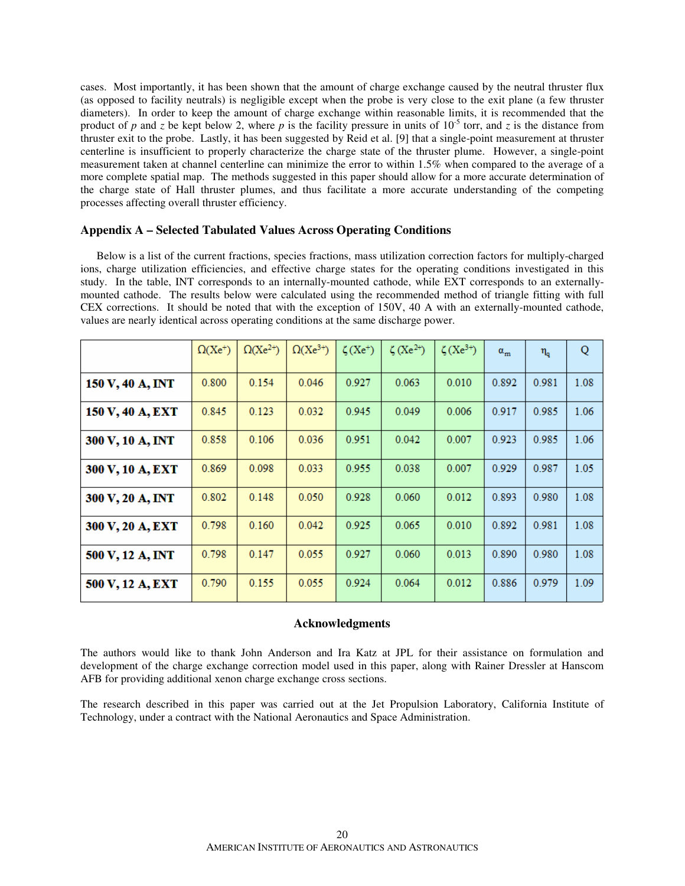cases. Most importantly, it has been shown that the amount of charge exchange caused by the neutral thruster flux (as opposed to facility neutrals) is negligible except when the probe is very close to the exit plane (a few thruster diameters). In order to keep the amount of charge exchange within reasonable limits, it is recommended that the product of $p$ and $z$ be kept below 2, where $p$ is the facility pressure in units of $10^{-5}$ torr, and $z$ is the distance from thruster exit to the probe. Lastly, it has been suggested by Reid et al. [9] that a single-point measurement at thruster centerline is insufficient to properly characterize the charge state of the thruster plume. However, a single-point measurement taken at channel centerline can minimize the error to within 1.5% when compared to the average of a more complete spatial map. The methods suggested in this paper should allow for a more accurate determination of the charge state of Hall thruster plumes, and thus facilitate a more accurate understanding of the competing processes affecting overall thruster efficiency.

### Appendix A – Selected Tabulated Values Across Operating Conditions

Below is a list of the current fractions, species fractions, mass utilization correction factors for multiply-charged ions, charge utilization efficiencies, and effective charge states for the operating conditions investigated in this study. In the table, INT corresponds to an internally-mounted cathode, while EXT corresponds to an externally-mounted cathode. The results below were calculated using the recommended method of triangle fitting with full CEX corrections. It should be noted that with the exception of 150V, 40 A with an externally-mounted cathode, values are nearly identical across operating conditions at the same discharge power.

| | $\Omega(Xe^{+})$ | $\Omega(Xe^{2+})$ | $\Omega(Xe^{3+})$ | $\zeta(Xe^{+})$ | $\zeta(Xe^{2+})$ | $\zeta(Xe^{3+})$ | $\alpha_m$ | $\eta_q$ | Q |
|---|---|---|---|---|---|---|---|---|---|
| **150 V, 40 A, INT** | 0.800 | 0.154 | 0.046 | 0.927 | 0.063 | 0.010 | 0.892 | 0.981 | 1.08 |
| **150 V, 40 A, EXT** | 0.845 | 0.123 | 0.032 | 0.945 | 0.049 | 0.006 | 0.917 | 0.985 | 1.06 |
| **300 V, 10 A, INT** | 0.858 | 0.106 | 0.036 | 0.951 | 0.042 | 0.007 | 0.923 | 0.985 | 1.06 |
| **300 V, 10 A, EXT** | 0.869 | 0.098 | 0.033 | 0.955 | 0.038 | 0.007 | 0.929 | 0.987 | 1.05 |
| **300 V, 20 A, INT** | 0.802 | 0.148 | 0.050 | 0.928 | 0.060 | 0.012 | 0.893 | 0.980 | 1.08 |
| **300 V, 20 A, EXT** | 0.798 | 0.160 | 0.042 | 0.925 | 0.065 | 0.010 | 0.892 | 0.981 | 1.08 |
| **500 V, 12 A, INT** | 0.798 | 0.147 | 0.055 | 0.927 | 0.060 | 0.013 | 0.890 | 0.980 | 1.08 |
| **500 V, 12 A, EXT** | 0.790 | 0.155 | 0.055 | 0.924 | 0.064 | 0.012 | 0.886 | 0.979 | 1.09 |

### Acknowledgments

The authors would like to thank John Anderson and Ira Katz at JPL for their assistance on formulation and development of the charge exchange correction model used in this paper, along with Rainer Dressler at Hanscom AFB for providing additional xenon charge exchange cross sections.

The research described in this paper was carried out at the Jet Propulsion Laboratory, California Institute of Technology, under a contract with the National Aeronautics and Space Administration.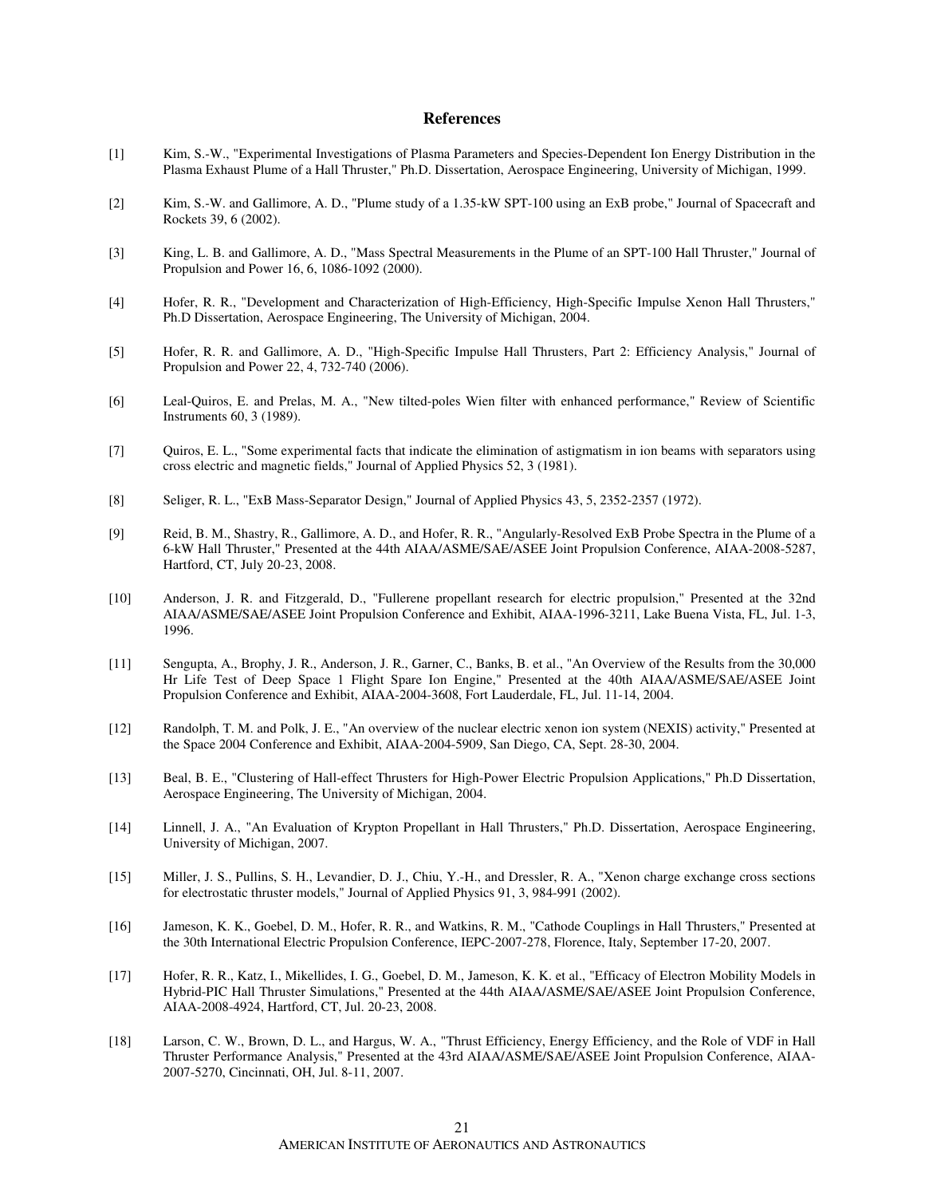## References

[1] Kim, S.-W., "Experimental Investigations of Plasma Parameters and Species-Dependent Ion Energy Distribution in the Plasma Exhaust Plume of a Hall Thruster," Ph.D. Dissertation, Aerospace Engineering, University of Michigan, 1999.

[2] Kim, S.-W. and Gallimore, A. D., "Plume study of a 1.35-kW SPT-100 using an ExB probe," Journal of Spacecraft and Rockets 39, 6 (2002).

[3] King, L. B. and Gallimore, A. D., "Mass Spectral Measurements in the Plume of an SPT-100 Hall Thruster," Journal of Propulsion and Power 16, 6, 1086-1092 (2000).

[4] Hofer, R. R., "Development and Characterization of High-Efficiency, High-Specific Impulse Xenon Hall Thrusters," Ph.D Dissertation, Aerospace Engineering, The University of Michigan, 2004.

[5] Hofer, R. R. and Gallimore, A. D., "High-Specific Impulse Hall Thrusters, Part 2: Efficiency Analysis," Journal of Propulsion and Power 22, 4, 732-740 (2006).

[6] Leal-Quiros, E. and Prelas, M. A., "New tilted-poles Wien filter with enhanced performance," Review of Scientific Instruments 60, 3 (1989).

[7] Quiros, E. L., "Some experimental facts that indicate the elimination of astigmatism in ion beams with separators using cross electric and magnetic fields," Journal of Applied Physics 52, 3 (1981).

[8] Seliger, R. L., "ExB Mass-Separator Design," Journal of Applied Physics 43, 5, 2352-2357 (1972).

[9] Reid, B. M., Shastry, R., Gallimore, A. D., and Hofer, R. R., "Angularly-Resolved ExB Probe Spectra in the Plume of a 6-kW Hall Thruster," Presented at the 44th AIAA/ASME/SAE/ASEE Joint Propulsion Conference, AIAA-2008-5287, Hartford, CT, July 20-23, 2008.

[10] Anderson, J. R. and Fitzgerald, D., "Fullerene propellant research for electric propulsion," Presented at the 32nd AIAA/ASME/SAE/ASEE Joint Propulsion Conference and Exhibit, AIAA-1996-3211, Lake Buena Vista, FL, Jul. 1-3, 1996.

[11] Sengupta, A., Brophy, J. R., Anderson, J. R., Garner, C., Banks, B. et al., "An Overview of the Results from the 30,000 Hr Life Test of Deep Space 1 Flight Spare Ion Engine," Presented at the 40th AIAA/ASME/SAE/ASEE Joint Propulsion Conference and Exhibit, AIAA-2004-3608, Fort Lauderdale, FL, Jul. 11-14, 2004.

[12] Randolph, T. M. and Polk, J. E., "An overview of the nuclear electric xenon ion system (NEXIS) activity," Presented at the Space 2004 Conference and Exhibit, AIAA-2004-5909, San Diego, CA, Sept. 28-30, 2004.

[13] Beal, B. E., "Clustering of Hall-effect Thrusters for High-Power Electric Propulsion Applications," Ph.D Dissertation, Aerospace Engineering, The University of Michigan, 2004.

[14] Linnell, J. A., "An Evaluation of Krypton Propellant in Hall Thrusters," Ph.D. Dissertation, Aerospace Engineering, University of Michigan, 2007.

[15] Miller, J. S., Pullins, S. H., Levandier, D. J., Chiu, Y.-H., and Dressler, R. A., "Xenon charge exchange cross sections for electrostatic thruster models," Journal of Applied Physics 91, 3, 984-991 (2002).

[16] Jameson, K. K., Goebel, D. M., Hofer, R. R., and Watkins, R. M., "Cathode Couplings in Hall Thrusters," Presented at the 30th International Electric Propulsion Conference, IEPC-2007-278, Florence, Italy, September 17-20, 2007.

[17] Hofer, R. R., Katz, I., Mikellides, I. G., Goebel, D. M., Jameson, K. K. et al., "Efficacy of Electron Mobility Models in Hybrid-PIC Hall Thruster Simulations," Presented at the 44th AIAA/ASME/SAE/ASEE Joint Propulsion Conference, AIAA-2008-4924, Hartford, CT, Jul. 20-23, 2008.

[18] Larson, C. W., Brown, D. L., and Hargus, W. A., "Thrust Efficiency, Energy Efficiency, and the Role of VDF in Hall Thruster Performance Analysis," Presented at the 43rd AIAA/ASME/SAE/ASEE Joint Propulsion Conference, AIAA-2007-5270, Cincinnati, OH, Jul. 8-11, 2007.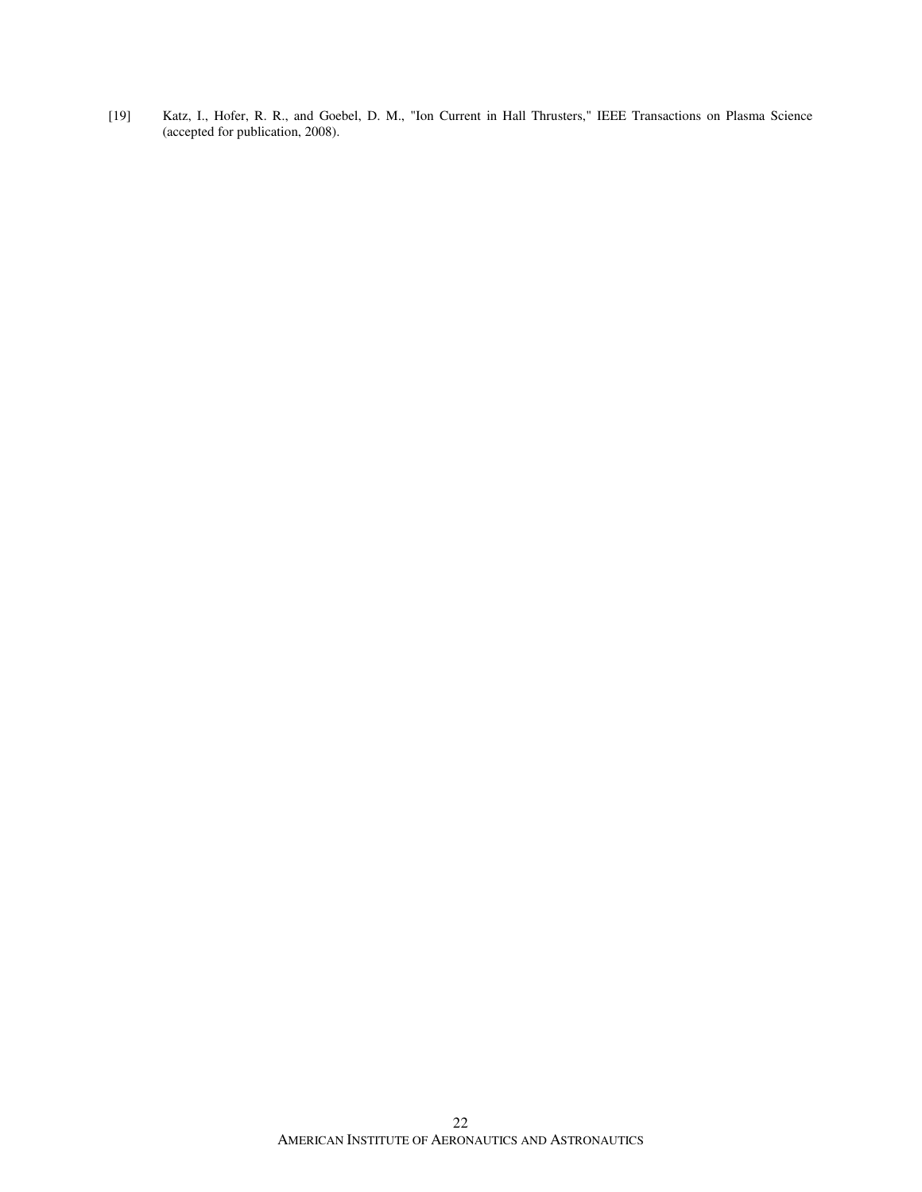[19] Katz, I., Hofer, R. R., and Goebel, D. M., "Ion Current in Hall Thrusters," IEEE Transactions on Plasma Science (accepted for publication, 2008).